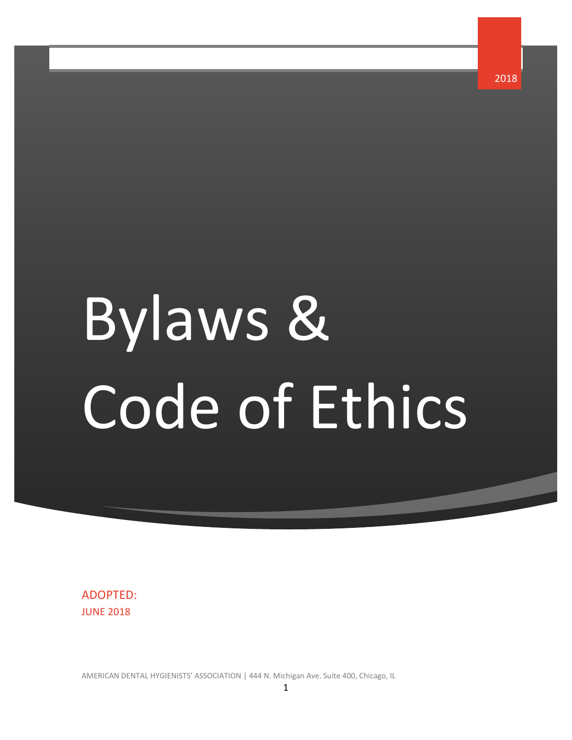2018

# Bylaws & Code of Ethics

ADOPTED:
JUNE 2018

AMERICAN DENTAL HYGIENISTS' ASSOCIATION | 444 N. Michigan Ave. Suite 400, Chicago, IL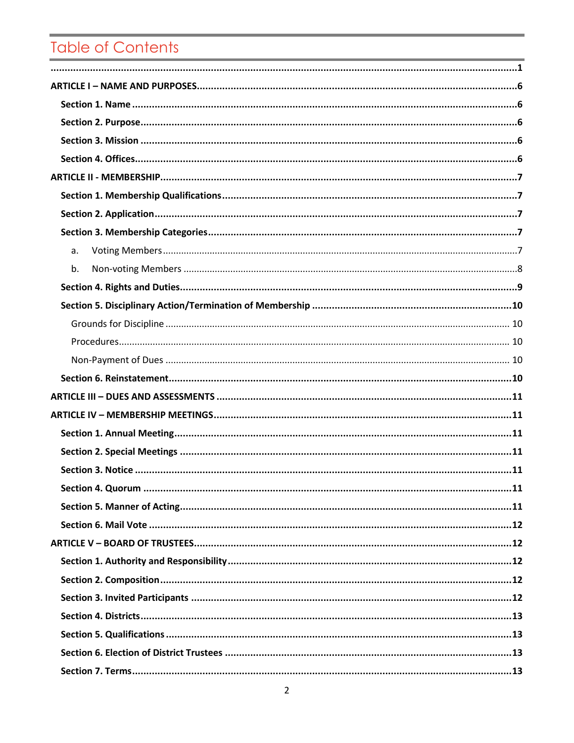# Table of Contents

......................................................................................................................................................1

**ARTICLE I – NAME AND PURPOSES**.................................................................................................6

**Section 1. Name**.......................................................................................................................6

**Section 2. Purpose**.....................................................................................................................6

**Section 3. Mission**.....................................................................................................................6

**Section 4. Offices**.......................................................................................................................6

**ARTICLE II - MEMBERSHIP**..............................................................................................................7

**Section 1. Membership Qualifications**........................................................................................7

**Section 2. Application**................................................................................................................7

**Section 3. Membership Categories**.............................................................................................7

a. Voting Members.....................................................................................................................7

b. Non-voting Members..............................................................................................................8

**Section 4. Rights and Duties**......................................................................................................9

**Section 5. Disciplinary Action/Termination of Membership**......................................................10

Grounds for Discipline.................................................................................................................. 10

Procedures................................................................................................................................... 10

Non-Payment of Dues.................................................................................................................. 10

**Section 6. Reinstatement**.........................................................................................................10

**ARTICLE III – DUES AND ASSESSMENTS**.......................................................................................11

**ARTICLE IV – MEMBERSHIP MEETINGS**.........................................................................................11

**Section 1. Annual Meeting**.......................................................................................................11

**Section 2. Special Meetings**......................................................................................................11

**Section 3. Notice**......................................................................................................................11

**Section 4. Quorum**...................................................................................................................11

**Section 5. Manner of Acting**.....................................................................................................11

**Section 6. Mail Vote**.................................................................................................................12

**ARTICLE V – BOARD OF TRUSTEES**................................................................................................12

**Section 1. Authority and Responsibility**....................................................................................12

**Section 2. Composition**............................................................................................................12

**Section 3. Invited Participants**.................................................................................................12

**Section 4. Districts**...................................................................................................................13

**Section 5. Qualifications**..........................................................................................................13

**Section 6. Election of District Trustees**.....................................................................................13

**Section 7. Terms**......................................................................................................................13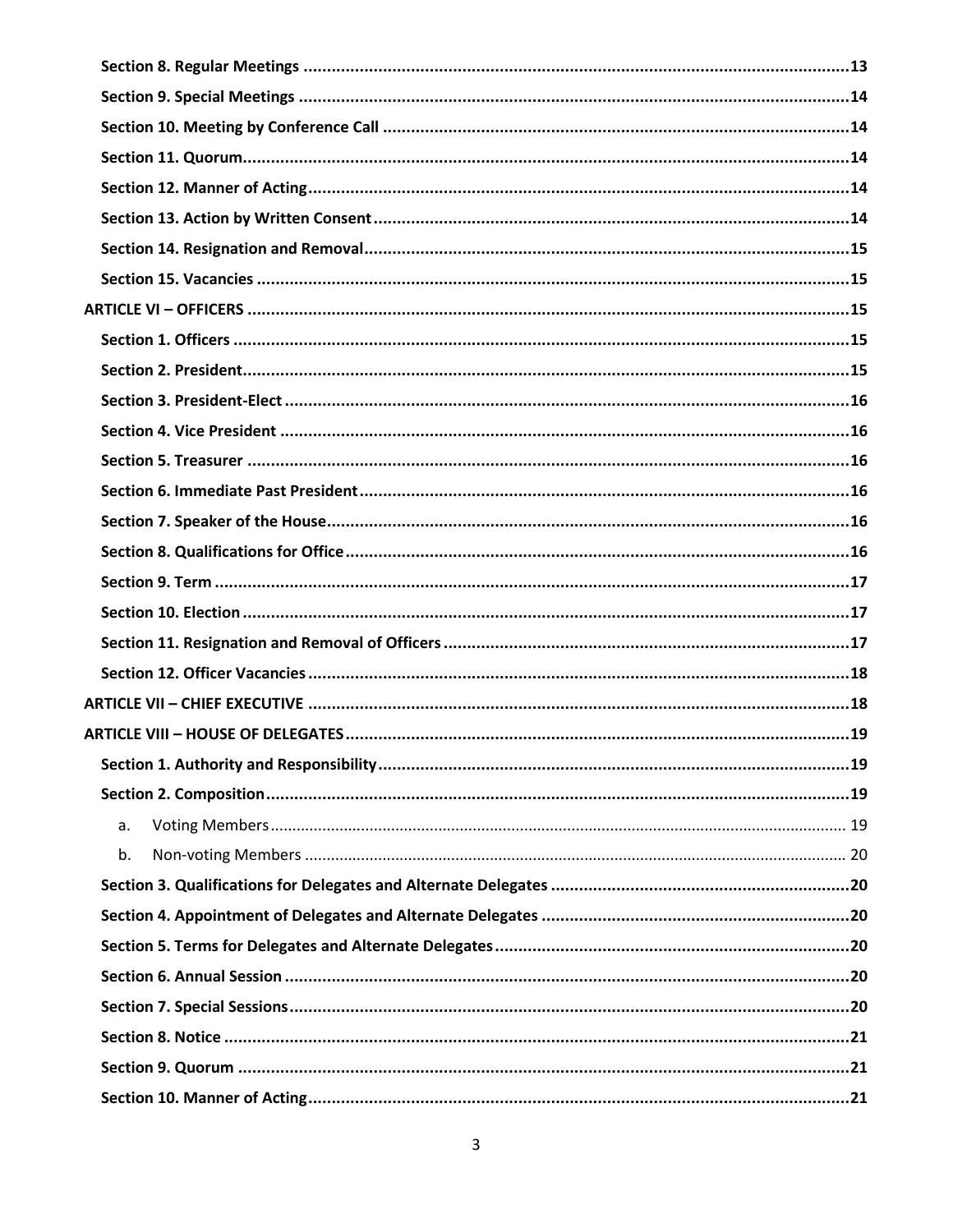**Section 8. Regular Meetings** .......... **13**

**Section 9. Special Meetings** .......... **14**

**Section 10. Meeting by Conference Call** .......... **14**

**Section 11. Quorum** .......... **14**

**Section 12. Manner of Acting** .......... **14**

**Section 13. Action by Written Consent** .......... **14**

**Section 14. Resignation and Removal** .......... **15**

**Section 15. Vacancies** .......... **15**

**ARTICLE VI – OFFICERS** .......... **15**

**Section 1. Officers** .......... **15**

**Section 2. President** .......... **15**

**Section 3. President-Elect** .......... **16**

**Section 4. Vice President** .......... **16**

**Section 5. Treasurer** .......... **16**

**Section 6. Immediate Past President** .......... **16**

**Section 7. Speaker of the House** .......... **16**

**Section 8. Qualifications for Office** .......... **16**

**Section 9. Term** .......... **17**

**Section 10. Election** .......... **17**

**Section 11. Resignation and Removal of Officers** .......... **17**

**Section 12. Officer Vacancies** .......... **18**

**ARTICLE VII – CHIEF EXECUTIVE** .......... **18**

**ARTICLE VIII – HOUSE OF DELEGATES** .......... **19**

**Section 1. Authority and Responsibility** .......... **19**

**Section 2. Composition** .......... **19**

a. Voting Members .......... 19

b. Non-voting Members .......... 20

**Section 3. Qualifications for Delegates and Alternate Delegates** .......... **20**

**Section 4. Appointment of Delegates and Alternate Delegates** .......... **20**

**Section 5. Terms for Delegates and Alternate Delegates** .......... **20**

**Section 6. Annual Session** .......... **20**

**Section 7. Special Sessions** .......... **20**

**Section 8. Notice** .......... **21**

**Section 9. Quorum** .......... **21**

**Section 10. Manner of Acting** .......... **21**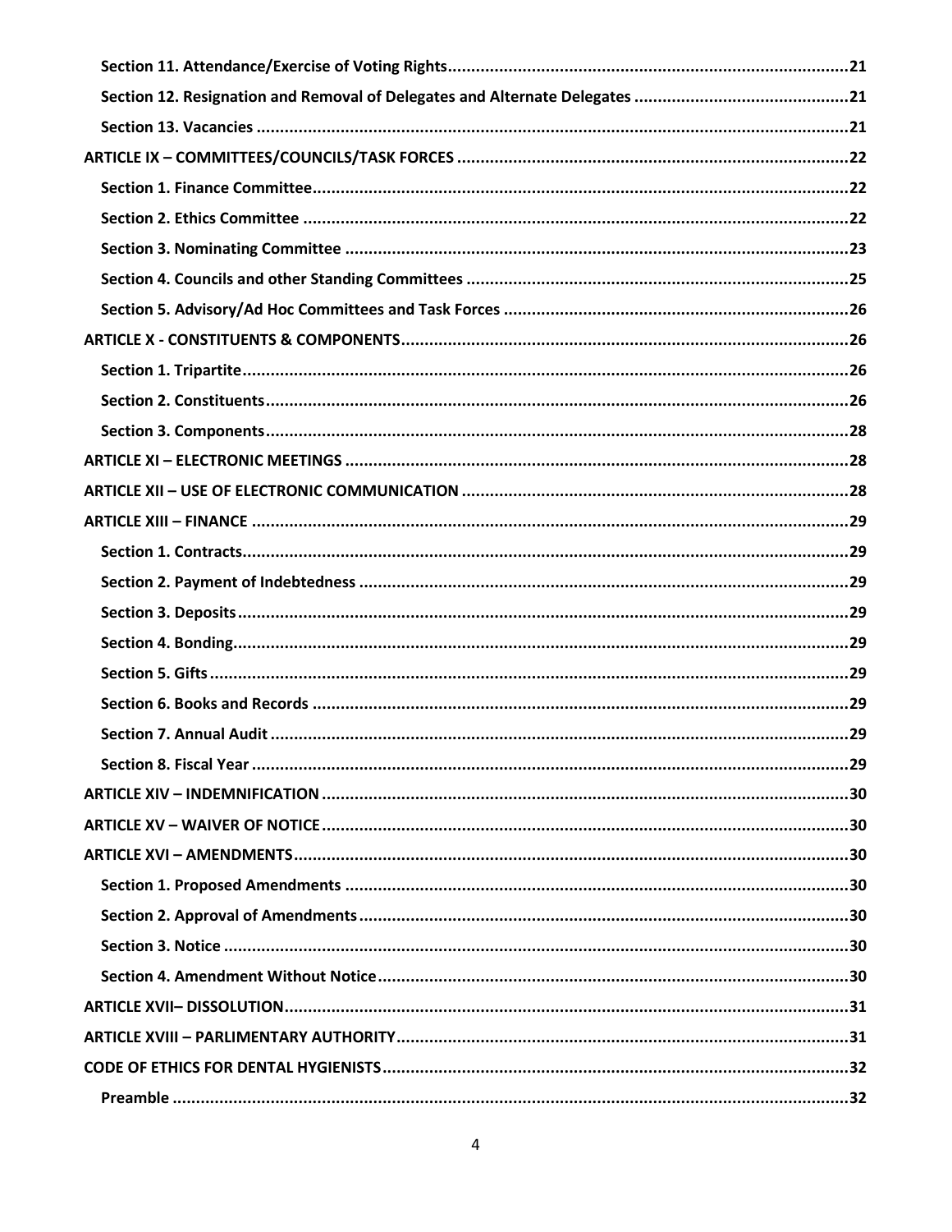**Section 11. Attendance/Exercise of Voting Rights** .....21

**Section 12. Resignation and Removal of Delegates and Alternate Delegates** .....21

**Section 13. Vacancies** .....21

**ARTICLE IX – COMMITTEES/COUNCILS/TASK FORCES** .....22

**Section 1. Finance Committee** .....22

**Section 2. Ethics Committee** .....22

**Section 3. Nominating Committee** .....23

**Section 4. Councils and other Standing Committees** .....25

**Section 5. Advisory/Ad Hoc Committees and Task Forces** .....26

**ARTICLE X - CONSTITUENTS & COMPONENTS** .....26

**Section 1. Tripartite** .....26

**Section 2. Constituents** .....26

**Section 3. Components** .....28

**ARTICLE XI – ELECTRONIC MEETINGS** .....28

**ARTICLE XII – USE OF ELECTRONIC COMMUNICATION** .....28

**ARTICLE XIII – FINANCE** .....29

**Section 1. Contracts** .....29

**Section 2. Payment of Indebtedness** .....29

**Section 3. Deposits** .....29

**Section 4. Bonding** .....29

**Section 5. Gifts** .....29

**Section 6. Books and Records** .....29

**Section 7. Annual Audit** .....29

**Section 8. Fiscal Year** .....29

**ARTICLE XIV – INDEMNIFICATION** .....30

**ARTICLE XV – WAIVER OF NOTICE** .....30

**ARTICLE XVI – AMENDMENTS** .....30

**Section 1. Proposed Amendments** .....30

**Section 2. Approval of Amendments** .....30

**Section 3. Notice** .....30

**Section 4. Amendment Without Notice** .....30

**ARTICLE XVII– DISSOLUTION** .....31

**ARTICLE XVIII – PARLIMENTARY AUTHORITY** .....31

**CODE OF ETHICS FOR DENTAL HYGIENISTS** .....32

**Preamble** .....32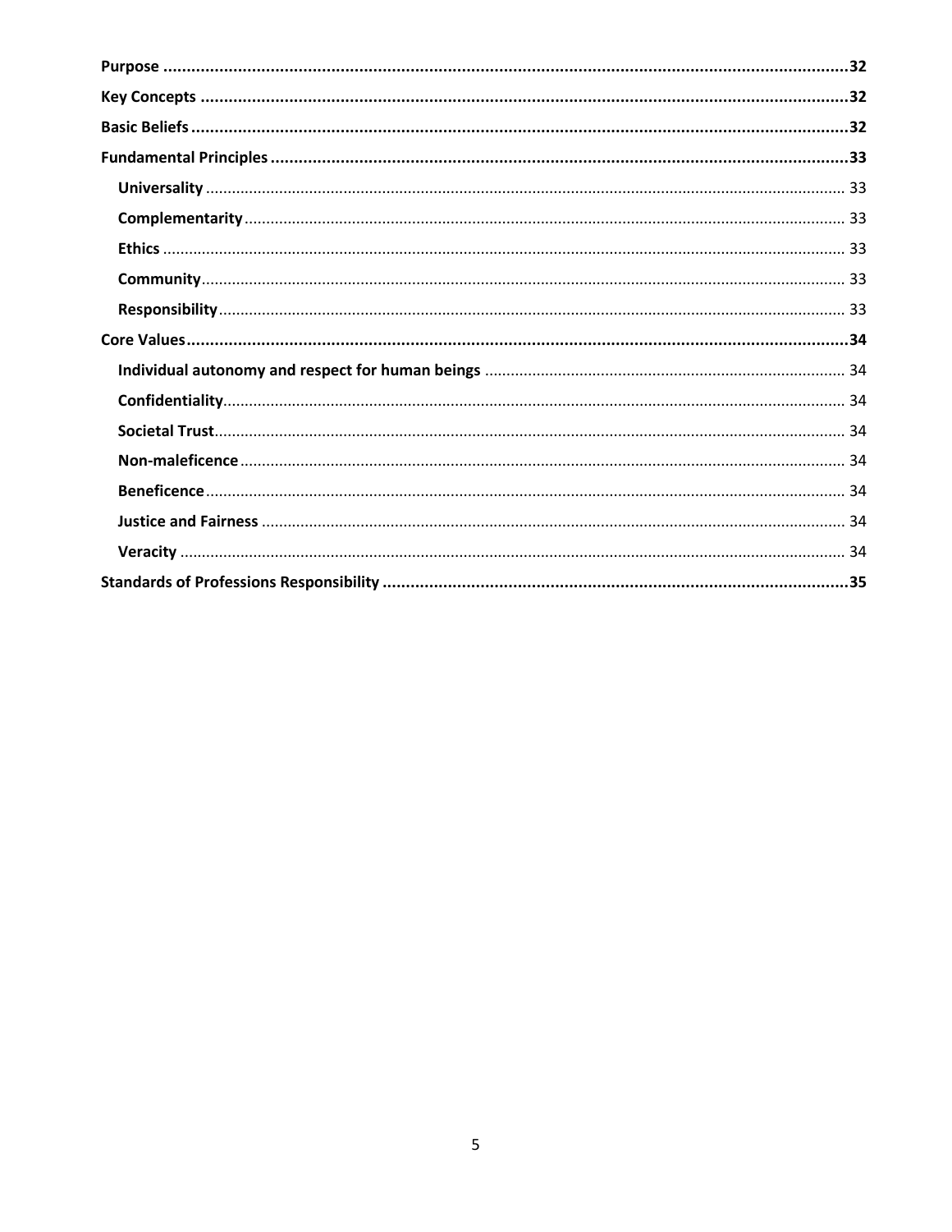**Purpose** ....................................................................................................................................32

**Key Concepts** ............................................................................................................................32

**Basic Beliefs** ..............................................................................................................................32

**Fundamental Principles** ..............................................................................................................33

- **Universality** ....................................................................................................................... 33
- **Complementarity** .............................................................................................................. 33
- **Ethics** ................................................................................................................................. 33
- **Community** ........................................................................................................................ 33
- **Responsibility** ................................................................................................................... 33

**Core Values** ..................................................................................................................................34

- **Individual autonomy and respect for human beings** ......................................................... 34
- **Confidentiality** ................................................................................................................... 34
- **Societal Trust** ..................................................................................................................... 34
- **Non-maleficence** ............................................................................................................... 34
- **Beneficence** ...................................................................................................................... 34
- **Justice and Fairness** .......................................................................................................... 34
- **Veracity** ............................................................................................................................. 34

**Standards of Professions Responsibility** .....................................................................................35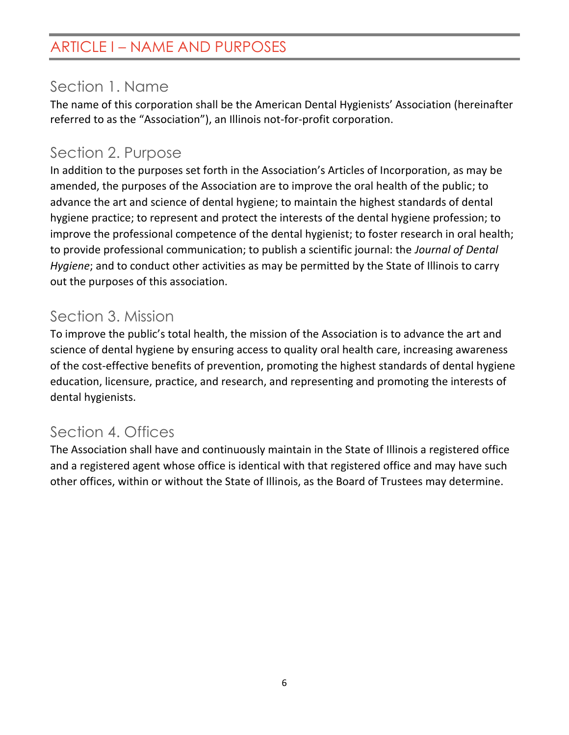# ARTICLE I – NAME AND PURPOSES

## Section 1. Name

The name of this corporation shall be the American Dental Hygienists' Association (hereinafter referred to as the "Association"), an Illinois not-for-profit corporation.

## Section 2. Purpose

In addition to the purposes set forth in the Association's Articles of Incorporation, as may be amended, the purposes of the Association are to improve the oral health of the public; to advance the art and science of dental hygiene; to maintain the highest standards of dental hygiene practice; to represent and protect the interests of the dental hygiene profession; to improve the professional competence of the dental hygienist; to foster research in oral health; to provide professional communication; to publish a scientific journal: the *Journal of Dental Hygiene*; and to conduct other activities as may be permitted by the State of Illinois to carry out the purposes of this association.

## Section 3. Mission

To improve the public's total health, the mission of the Association is to advance the art and science of dental hygiene by ensuring access to quality oral health care, increasing awareness of the cost-effective benefits of prevention, promoting the highest standards of dental hygiene education, licensure, practice, and research, and representing and promoting the interests of dental hygienists.

## Section 4. Offices

The Association shall have and continuously maintain in the State of Illinois a registered office and a registered agent whose office is identical with that registered office and may have such other offices, within or without the State of Illinois, as the Board of Trustees may determine.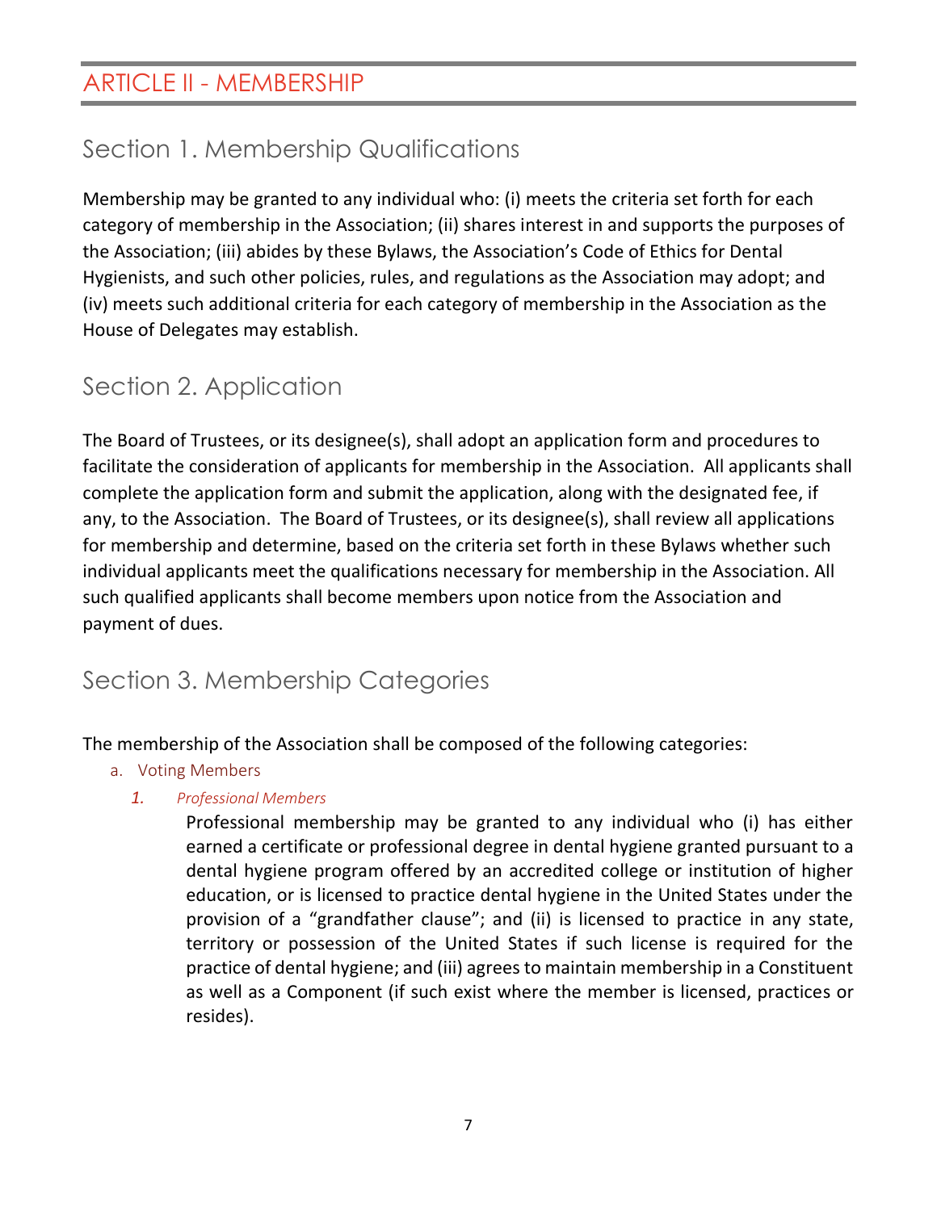# ARTICLE II - MEMBERSHIP

## Section 1. Membership Qualifications

Membership may be granted to any individual who: (i) meets the criteria set forth for each category of membership in the Association; (ii) shares interest in and supports the purposes of the Association; (iii) abides by these Bylaws, the Association's Code of Ethics for Dental Hygienists, and such other policies, rules, and regulations as the Association may adopt; and (iv) meets such additional criteria for each category of membership in the Association as the House of Delegates may establish.

## Section 2. Application

The Board of Trustees, or its designee(s), shall adopt an application form and procedures to facilitate the consideration of applicants for membership in the Association. All applicants shall complete the application form and submit the application, along with the designated fee, if any, to the Association. The Board of Trustees, or its designee(s), shall review all applications for membership and determine, based on the criteria set forth in these Bylaws whether such individual applicants meet the qualifications necessary for membership in the Association. All such qualified applicants shall become members upon notice from the Association and payment of dues.

## Section 3. Membership Categories

The membership of the Association shall be composed of the following categories:

a. Voting Members

1. *Professional Members*

   Professional membership may be granted to any individual who (i) has either earned a certificate or professional degree in dental hygiene granted pursuant to a dental hygiene program offered by an accredited college or institution of higher education, or is licensed to practice dental hygiene in the United States under the provision of a "grandfather clause"; and (ii) is licensed to practice in any state, territory or possession of the United States if such license is required for the practice of dental hygiene; and (iii) agrees to maintain membership in a Constituent as well as a Component (if such exist where the member is licensed, practices or resides).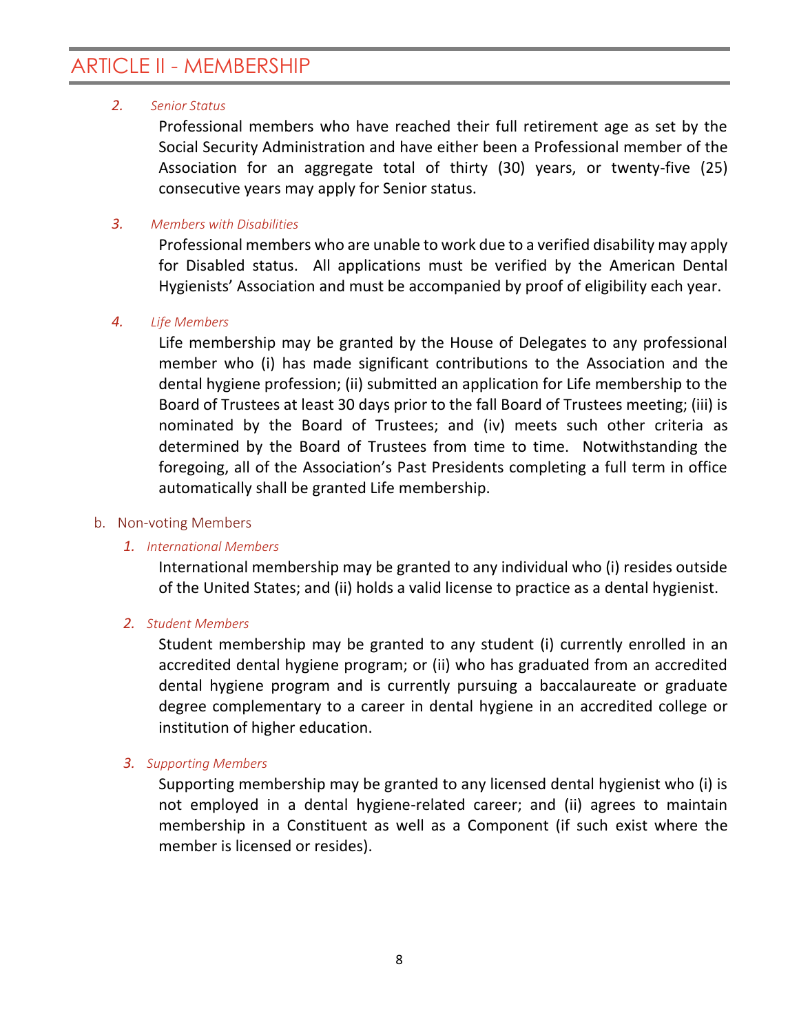# ARTICLE II - MEMBERSHIP

2. *Senior Status*

   Professional members who have reached their full retirement age as set by the Social Security Administration and have either been a Professional member of the Association for an aggregate total of thirty (30) years, or twenty-five (25) consecutive years may apply for Senior status.

3. *Members with Disabilities*

   Professional members who are unable to work due to a verified disability may apply for Disabled status. All applications must be verified by the American Dental Hygienists' Association and must be accompanied by proof of eligibility each year.

4. *Life Members*

   Life membership may be granted by the House of Delegates to any professional member who (i) has made significant contributions to the Association and the dental hygiene profession; (ii) submitted an application for Life membership to the Board of Trustees at least 30 days prior to the fall Board of Trustees meeting; (iii) is nominated by the Board of Trustees; and (iv) meets such other criteria as determined by the Board of Trustees from time to time. Notwithstanding the foregoing, all of the Association's Past Presidents completing a full term in office automatically shall be granted Life membership.

b. Non-voting Members

1. *International Members*

   International membership may be granted to any individual who (i) resides outside of the United States; and (ii) holds a valid license to practice as a dental hygienist.

2. *Student Members*

   Student membership may be granted to any student (i) currently enrolled in an accredited dental hygiene program; or (ii) who has graduated from an accredited dental hygiene program and is currently pursuing a baccalaureate or graduate degree complementary to a career in dental hygiene in an accredited college or institution of higher education.

3. *Supporting Members*

   Supporting membership may be granted to any licensed dental hygienist who (i) is not employed in a dental hygiene-related career; and (ii) agrees to maintain membership in a Constituent as well as a Component (if such exist where the member is licensed or resides).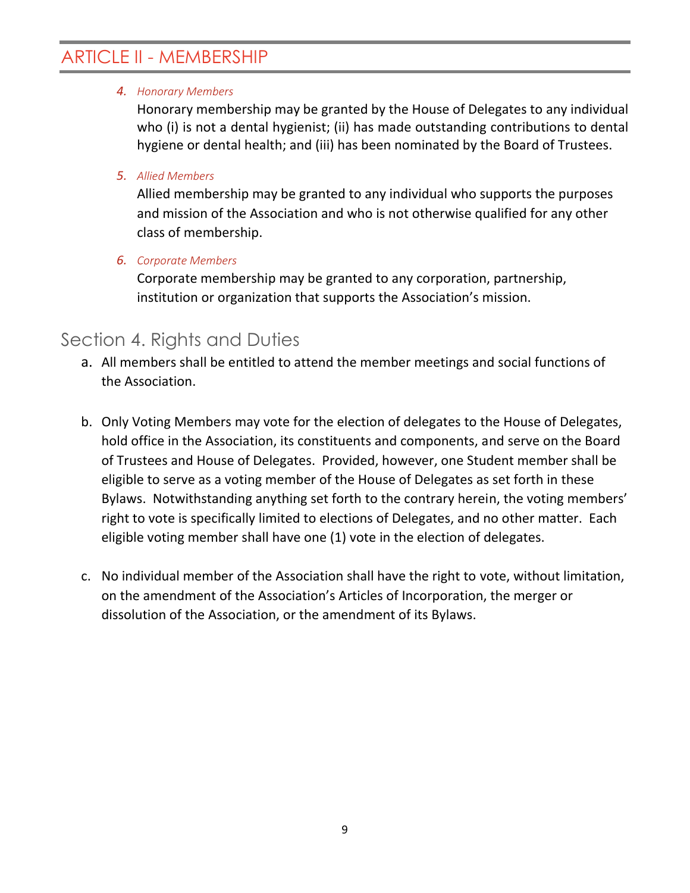# ARTICLE II - MEMBERSHIP

4. *Honorary Members*

   Honorary membership may be granted by the House of Delegates to any individual who (i) is not a dental hygienist; (ii) has made outstanding contributions to dental hygiene or dental health; and (iii) has been nominated by the Board of Trustees.

5. *Allied Members*

   Allied membership may be granted to any individual who supports the purposes and mission of the Association and who is not otherwise qualified for any other class of membership.

6. *Corporate Members*

   Corporate membership may be granted to any corporation, partnership, institution or organization that supports the Association's mission.

## Section 4. Rights and Duties

a. All members shall be entitled to attend the member meetings and social functions of the Association.

b. Only Voting Members may vote for the election of delegates to the House of Delegates, hold office in the Association, its constituents and components, and serve on the Board of Trustees and House of Delegates. Provided, however, one Student member shall be eligible to serve as a voting member of the House of Delegates as set forth in these Bylaws. Notwithstanding anything set forth to the contrary herein, the voting members' right to vote is specifically limited to elections of Delegates, and no other matter. Each eligible voting member shall have one (1) vote in the election of delegates.

c. No individual member of the Association shall have the right to vote, without limitation, on the amendment of the Association's Articles of Incorporation, the merger or dissolution of the Association, or the amendment of its Bylaws.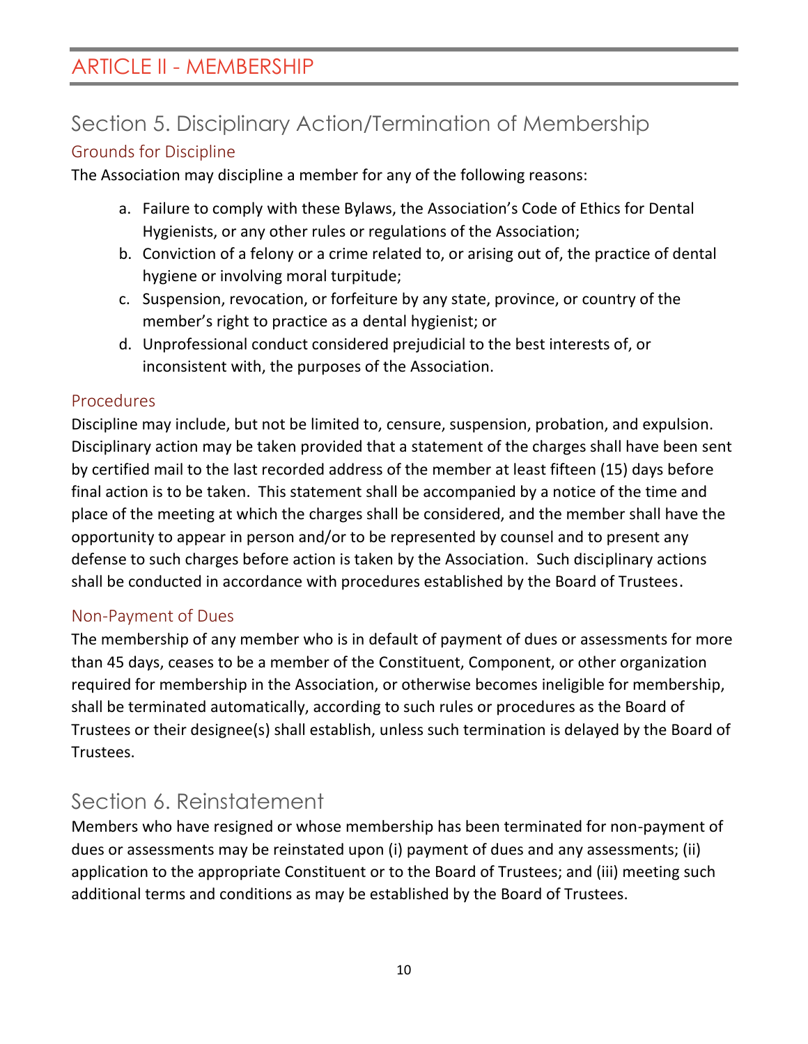# ARTICLE II - MEMBERSHIP

## Section 5. Disciplinary Action/Termination of Membership

### Grounds for Discipline

The Association may discipline a member for any of the following reasons:

a. Failure to comply with these Bylaws, the Association's Code of Ethics for Dental Hygienists, or any other rules or regulations of the Association;
b. Conviction of a felony or a crime related to, or arising out of, the practice of dental hygiene or involving moral turpitude;
c. Suspension, revocation, or forfeiture by any state, province, or country of the member's right to practice as a dental hygienist; or
d. Unprofessional conduct considered prejudicial to the best interests of, or inconsistent with, the purposes of the Association.

### Procedures

Discipline may include, but not be limited to, censure, suspension, probation, and expulsion. Disciplinary action may be taken provided that a statement of the charges shall have been sent by certified mail to the last recorded address of the member at least fifteen (15) days before final action is to be taken. This statement shall be accompanied by a notice of the time and place of the meeting at which the charges shall be considered, and the member shall have the opportunity to appear in person and/or to be represented by counsel and to present any defense to such charges before action is taken by the Association. Such disciplinary actions shall be conducted in accordance with procedures established by the Board of Trustees.

### Non-Payment of Dues

The membership of any member who is in default of payment of dues or assessments for more than 45 days, ceases to be a member of the Constituent, Component, or other organization required for membership in the Association, or otherwise becomes ineligible for membership, shall be terminated automatically, according to such rules or procedures as the Board of Trustees or their designee(s) shall establish, unless such termination is delayed by the Board of Trustees.

## Section 6. Reinstatement

Members who have resigned or whose membership has been terminated for non-payment of dues or assessments may be reinstated upon (i) payment of dues and any assessments; (ii) application to the appropriate Constituent or to the Board of Trustees; and (iii) meeting such additional terms and conditions as may be established by the Board of Trustees.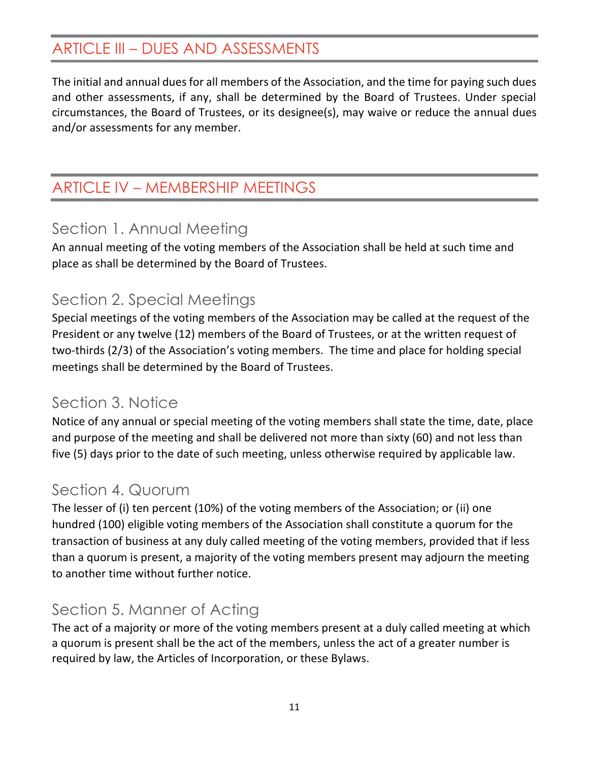## ARTICLE III – DUES AND ASSESSMENTS

The initial and annual dues for all members of the Association, and the time for paying such dues and other assessments, if any, shall be determined by the Board of Trustees. Under special circumstances, the Board of Trustees, or its designee(s), may waive or reduce the annual dues and/or assessments for any member.

## ARTICLE IV – MEMBERSHIP MEETINGS

### Section 1. Annual Meeting

An annual meeting of the voting members of the Association shall be held at such time and place as shall be determined by the Board of Trustees.

### Section 2. Special Meetings

Special meetings of the voting members of the Association may be called at the request of the President or any twelve (12) members of the Board of Trustees, or at the written request of two-thirds (2/3) of the Association's voting members. The time and place for holding special meetings shall be determined by the Board of Trustees.

### Section 3. Notice

Notice of any annual or special meeting of the voting members shall state the time, date, place and purpose of the meeting and shall be delivered not more than sixty (60) and not less than five (5) days prior to the date of such meeting, unless otherwise required by applicable law.

### Section 4. Quorum

The lesser of (i) ten percent (10%) of the voting members of the Association; or (ii) one hundred (100) eligible voting members of the Association shall constitute a quorum for the transaction of business at any duly called meeting of the voting members, provided that if less than a quorum is present, a majority of the voting members present may adjourn the meeting to another time without further notice.

### Section 5. Manner of Acting

The act of a majority or more of the voting members present at a duly called meeting at which a quorum is present shall be the act of the members, unless the act of a greater number is required by law, the Articles of Incorporation, or these Bylaws.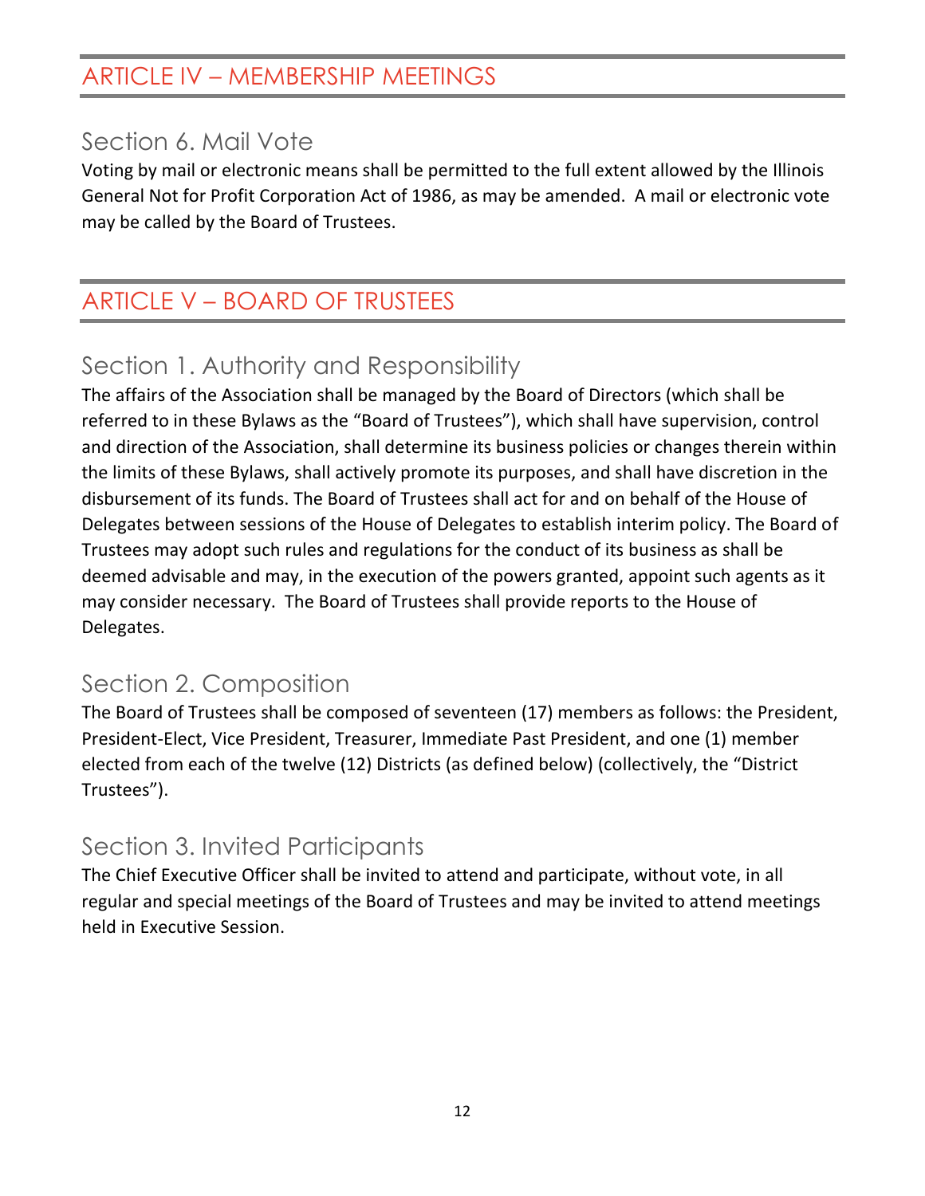## ARTICLE IV – MEMBERSHIP MEETINGS

### Section 6. Mail Vote

Voting by mail or electronic means shall be permitted to the full extent allowed by the Illinois General Not for Profit Corporation Act of 1986, as may be amended. A mail or electronic vote may be called by the Board of Trustees.

## ARTICLE V – BOARD OF TRUSTEES

### Section 1. Authority and Responsibility

The affairs of the Association shall be managed by the Board of Directors (which shall be referred to in these Bylaws as the "Board of Trustees"), which shall have supervision, control and direction of the Association, shall determine its business policies or changes therein within the limits of these Bylaws, shall actively promote its purposes, and shall have discretion in the disbursement of its funds. The Board of Trustees shall act for and on behalf of the House of Delegates between sessions of the House of Delegates to establish interim policy. The Board of Trustees may adopt such rules and regulations for the conduct of its business as shall be deemed advisable and may, in the execution of the powers granted, appoint such agents as it may consider necessary. The Board of Trustees shall provide reports to the House of Delegates.

### Section 2. Composition

The Board of Trustees shall be composed of seventeen (17) members as follows: the President, President-Elect, Vice President, Treasurer, Immediate Past President, and one (1) member elected from each of the twelve (12) Districts (as defined below) (collectively, the "District Trustees").

### Section 3. Invited Participants

The Chief Executive Officer shall be invited to attend and participate, without vote, in all regular and special meetings of the Board of Trustees and may be invited to attend meetings held in Executive Session.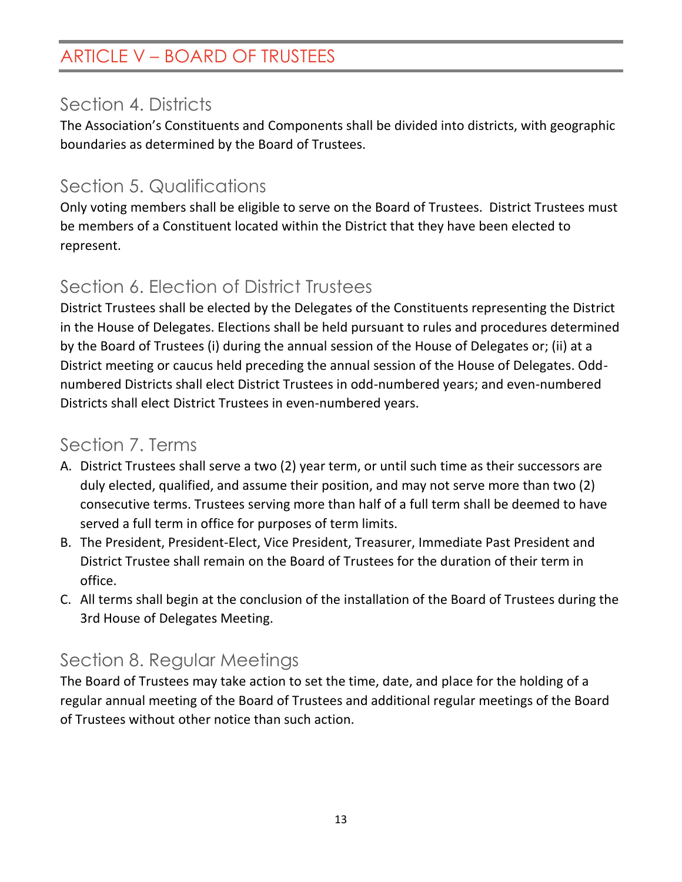# ARTICLE V – BOARD OF TRUSTEES

## Section 4. Districts

The Association's Constituents and Components shall be divided into districts, with geographic boundaries as determined by the Board of Trustees.

## Section 5. Qualifications

Only voting members shall be eligible to serve on the Board of Trustees. District Trustees must be members of a Constituent located within the District that they have been elected to represent.

## Section 6. Election of District Trustees

District Trustees shall be elected by the Delegates of the Constituents representing the District in the House of Delegates. Elections shall be held pursuant to rules and procedures determined by the Board of Trustees (i) during the annual session of the House of Delegates or; (ii) at a District meeting or caucus held preceding the annual session of the House of Delegates. Odd-numbered Districts shall elect District Trustees in odd-numbered years; and even-numbered Districts shall elect District Trustees in even-numbered years.

## Section 7. Terms

A. District Trustees shall serve a two (2) year term, or until such time as their successors are duly elected, qualified, and assume their position, and may not serve more than two (2) consecutive terms. Trustees serving more than half of a full term shall be deemed to have served a full term in office for purposes of term limits.
B. The President, President-Elect, Vice President, Treasurer, Immediate Past President and District Trustee shall remain on the Board of Trustees for the duration of their term in office.
C. All terms shall begin at the conclusion of the installation of the Board of Trustees during the 3rd House of Delegates Meeting.

## Section 8. Regular Meetings

The Board of Trustees may take action to set the time, date, and place for the holding of a regular annual meeting of the Board of Trustees and additional regular meetings of the Board of Trustees without other notice than such action.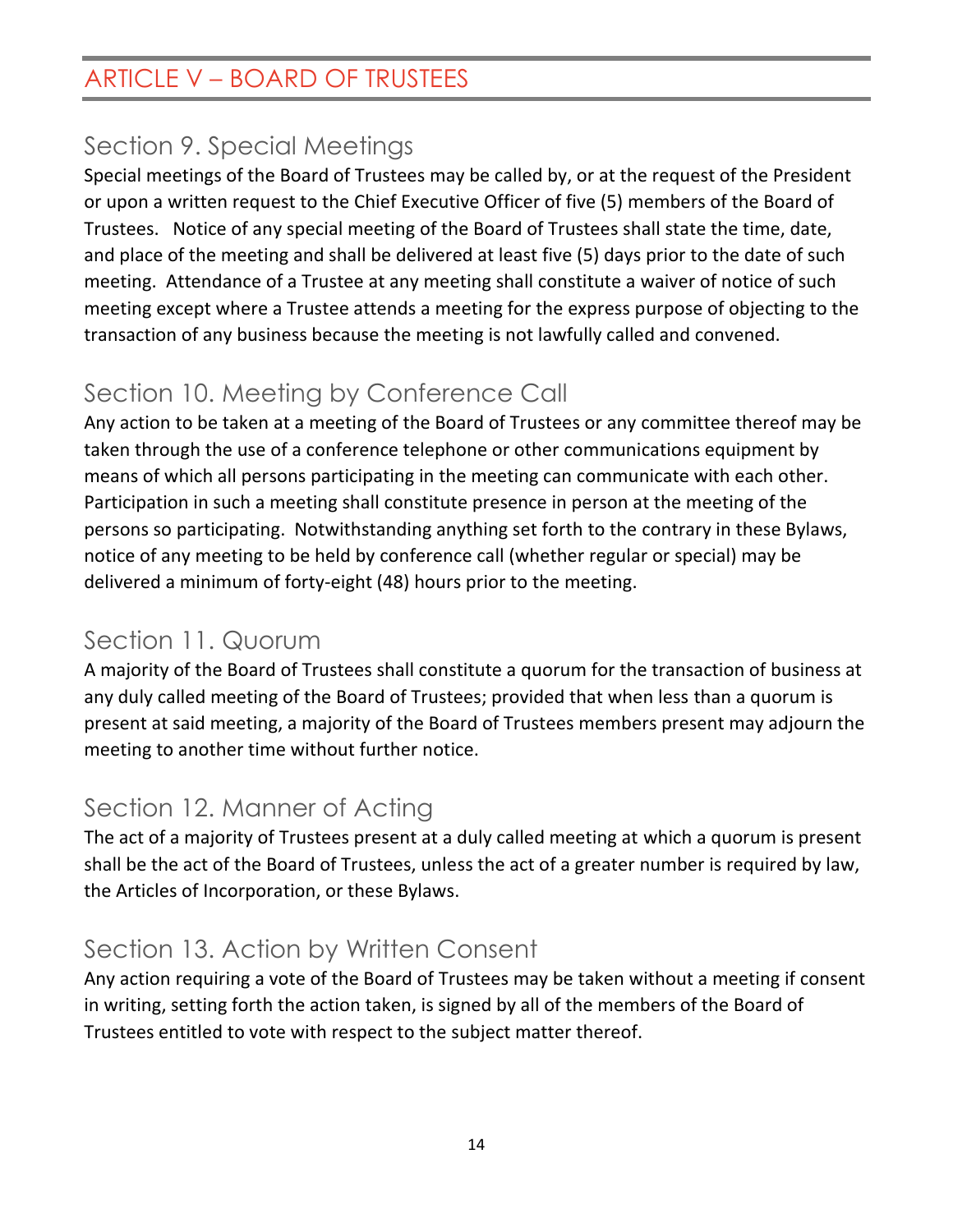## ARTICLE V – BOARD OF TRUSTEES

### Section 9. Special Meetings

Special meetings of the Board of Trustees may be called by, or at the request of the President or upon a written request to the Chief Executive Officer of five (5) members of the Board of Trustees. Notice of any special meeting of the Board of Trustees shall state the time, date, and place of the meeting and shall be delivered at least five (5) days prior to the date of such meeting. Attendance of a Trustee at any meeting shall constitute a waiver of notice of such meeting except where a Trustee attends a meeting for the express purpose of objecting to the transaction of any business because the meeting is not lawfully called and convened.

### Section 10. Meeting by Conference Call

Any action to be taken at a meeting of the Board of Trustees or any committee thereof may be taken through the use of a conference telephone or other communications equipment by means of which all persons participating in the meeting can communicate with each other. Participation in such a meeting shall constitute presence in person at the meeting of the persons so participating. Notwithstanding anything set forth to the contrary in these Bylaws, notice of any meeting to be held by conference call (whether regular or special) may be delivered a minimum of forty-eight (48) hours prior to the meeting.

### Section 11. Quorum

A majority of the Board of Trustees shall constitute a quorum for the transaction of business at any duly called meeting of the Board of Trustees; provided that when less than a quorum is present at said meeting, a majority of the Board of Trustees members present may adjourn the meeting to another time without further notice.

### Section 12. Manner of Acting

The act of a majority of Trustees present at a duly called meeting at which a quorum is present shall be the act of the Board of Trustees, unless the act of a greater number is required by law, the Articles of Incorporation, or these Bylaws.

### Section 13. Action by Written Consent

Any action requiring a vote of the Board of Trustees may be taken without a meeting if consent in writing, setting forth the action taken, is signed by all of the members of the Board of Trustees entitled to vote with respect to the subject matter thereof.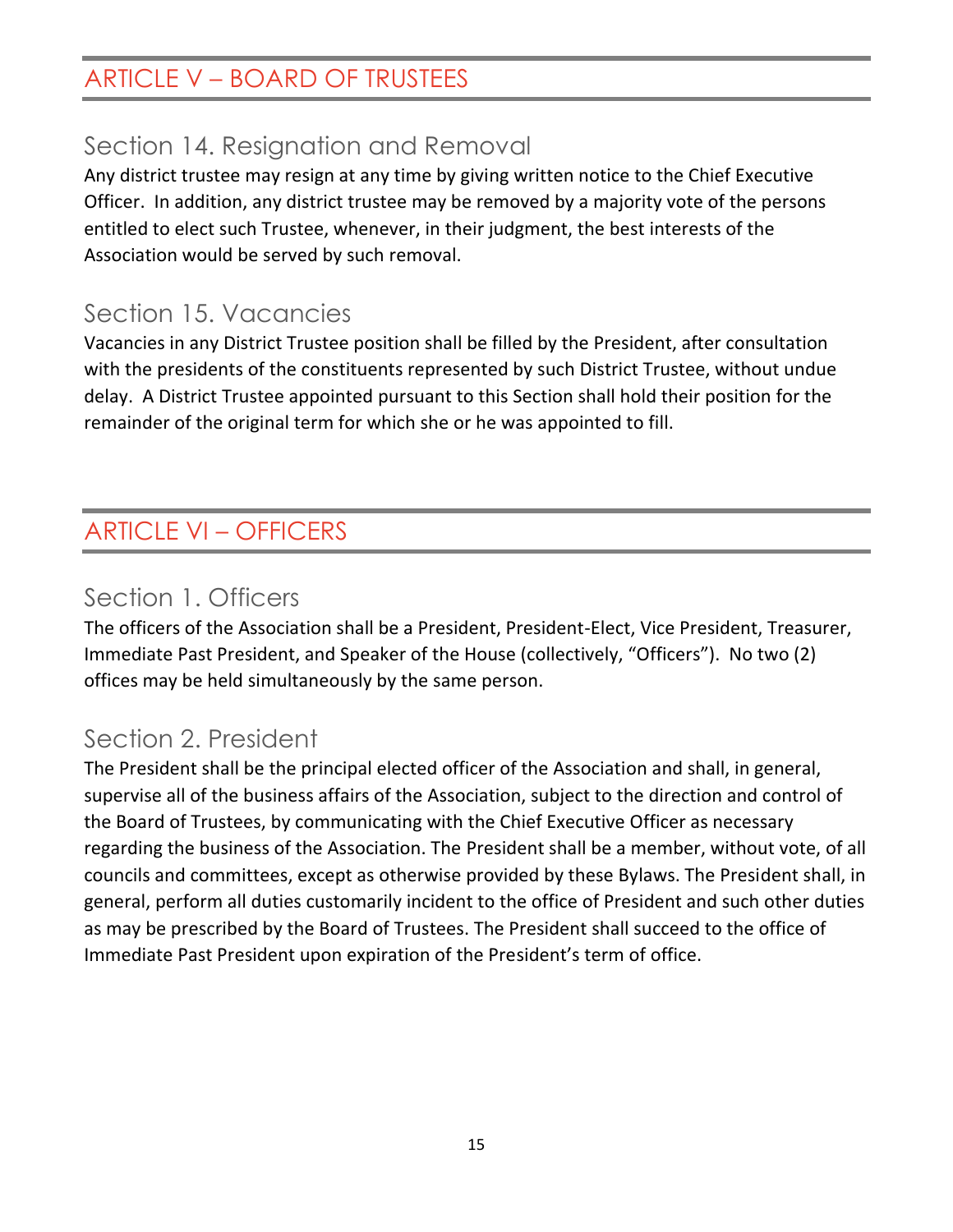# ARTICLE V – BOARD OF TRUSTEES

## Section 14. Resignation and Removal

Any district trustee may resign at any time by giving written notice to the Chief Executive Officer. In addition, any district trustee may be removed by a majority vote of the persons entitled to elect such Trustee, whenever, in their judgment, the best interests of the Association would be served by such removal.

## Section 15. Vacancies

Vacancies in any District Trustee position shall be filled by the President, after consultation with the presidents of the constituents represented by such District Trustee, without undue delay. A District Trustee appointed pursuant to this Section shall hold their position for the remainder of the original term for which she or he was appointed to fill.

# ARTICLE VI – OFFICERS

## Section 1. Officers

The officers of the Association shall be a President, President-Elect, Vice President, Treasurer, Immediate Past President, and Speaker of the House (collectively, "Officers"). No two (2) offices may be held simultaneously by the same person.

## Section 2. President

The President shall be the principal elected officer of the Association and shall, in general, supervise all of the business affairs of the Association, subject to the direction and control of the Board of Trustees, by communicating with the Chief Executive Officer as necessary regarding the business of the Association. The President shall be a member, without vote, of all councils and committees, except as otherwise provided by these Bylaws. The President shall, in general, perform all duties customarily incident to the office of President and such other duties as may be prescribed by the Board of Trustees. The President shall succeed to the office of Immediate Past President upon expiration of the President's term of office.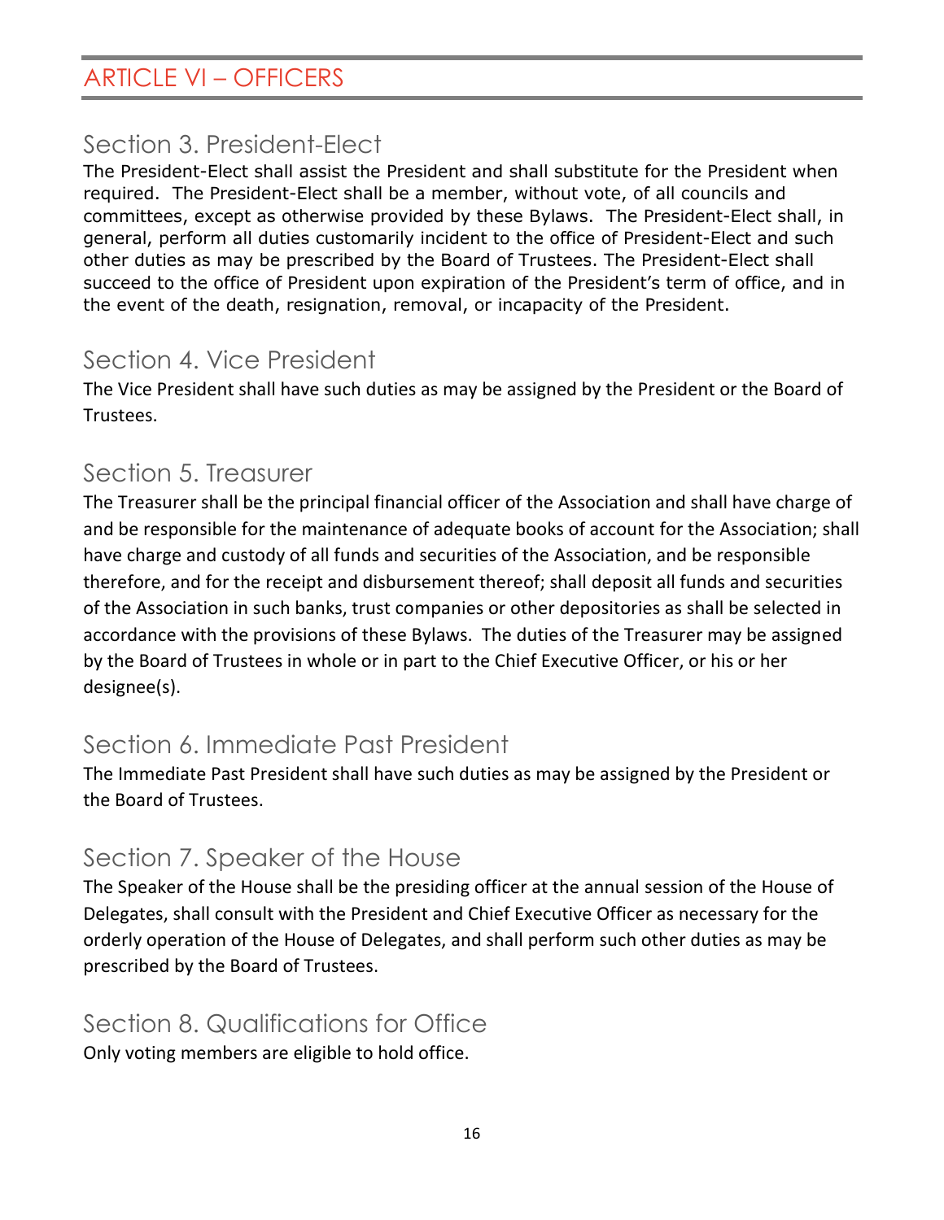# ARTICLE VI – OFFICERS

## Section 3. President-Elect

The President-Elect shall assist the President and shall substitute for the President when required. The President-Elect shall be a member, without vote, of all councils and committees, except as otherwise provided by these Bylaws. The President-Elect shall, in general, perform all duties customarily incident to the office of President-Elect and such other duties as may be prescribed by the Board of Trustees. The President-Elect shall succeed to the office of President upon expiration of the President's term of office, and in the event of the death, resignation, removal, or incapacity of the President.

## Section 4. Vice President

The Vice President shall have such duties as may be assigned by the President or the Board of Trustees.

## Section 5. Treasurer

The Treasurer shall be the principal financial officer of the Association and shall have charge of and be responsible for the maintenance of adequate books of account for the Association; shall have charge and custody of all funds and securities of the Association, and be responsible therefore, and for the receipt and disbursement thereof; shall deposit all funds and securities of the Association in such banks, trust companies or other depositories as shall be selected in accordance with the provisions of these Bylaws. The duties of the Treasurer may be assigned by the Board of Trustees in whole or in part to the Chief Executive Officer, or his or her designee(s).

## Section 6. Immediate Past President

The Immediate Past President shall have such duties as may be assigned by the President or the Board of Trustees.

## Section 7. Speaker of the House

The Speaker of the House shall be the presiding officer at the annual session of the House of Delegates, shall consult with the President and Chief Executive Officer as necessary for the orderly operation of the House of Delegates, and shall perform such other duties as may be prescribed by the Board of Trustees.

## Section 8. Qualifications for Office

Only voting members are eligible to hold office.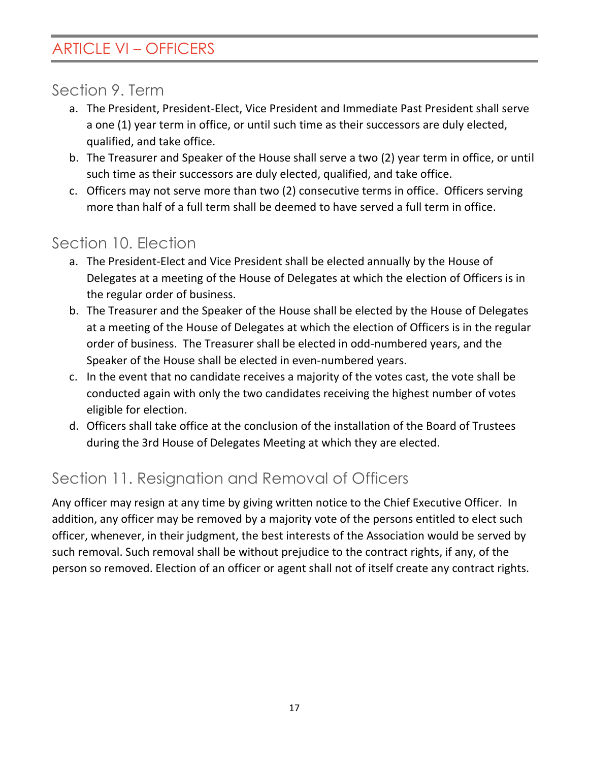# ARTICLE VI – OFFICERS

## Section 9. Term

a. The President, President-Elect, Vice President and Immediate Past President shall serve a one (1) year term in office, or until such time as their successors are duly elected, qualified, and take office.
b. The Treasurer and Speaker of the House shall serve a two (2) year term in office, or until such time as their successors are duly elected, qualified, and take office.
c. Officers may not serve more than two (2) consecutive terms in office. Officers serving more than half of a full term shall be deemed to have served a full term in office.

## Section 10. Election

a. The President-Elect and Vice President shall be elected annually by the House of Delegates at a meeting of the House of Delegates at which the election of Officers is in the regular order of business.
b. The Treasurer and the Speaker of the House shall be elected by the House of Delegates at a meeting of the House of Delegates at which the election of Officers is in the regular order of business. The Treasurer shall be elected in odd-numbered years, and the Speaker of the House shall be elected in even-numbered years.
c. In the event that no candidate receives a majority of the votes cast, the vote shall be conducted again with only the two candidates receiving the highest number of votes eligible for election.
d. Officers shall take office at the conclusion of the installation of the Board of Trustees during the 3rd House of Delegates Meeting at which they are elected.

## Section 11. Resignation and Removal of Officers

Any officer may resign at any time by giving written notice to the Chief Executive Officer. In addition, any officer may be removed by a majority vote of the persons entitled to elect such officer, whenever, in their judgment, the best interests of the Association would be served by such removal. Such removal shall be without prejudice to the contract rights, if any, of the person so removed. Election of an officer or agent shall not of itself create any contract rights.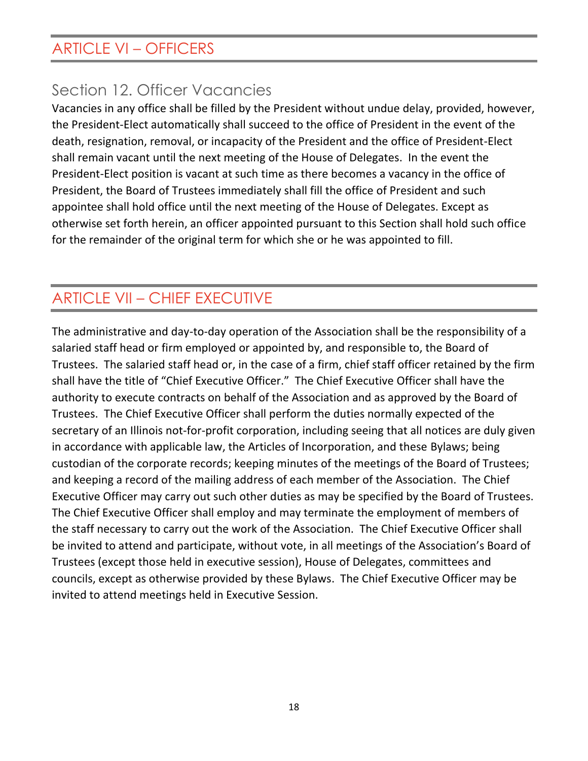# ARTICLE VI – OFFICERS

## Section 12. Officer Vacancies

Vacancies in any office shall be filled by the President without undue delay, provided, however, the President-Elect automatically shall succeed to the office of President in the event of the death, resignation, removal, or incapacity of the President and the office of President-Elect shall remain vacant until the next meeting of the House of Delegates. In the event the President-Elect position is vacant at such time as there becomes a vacancy in the office of President, the Board of Trustees immediately shall fill the office of President and such appointee shall hold office until the next meeting of the House of Delegates. Except as otherwise set forth herein, an officer appointed pursuant to this Section shall hold such office for the remainder of the original term for which she or he was appointed to fill.

# ARTICLE VII – CHIEF EXECUTIVE

The administrative and day-to-day operation of the Association shall be the responsibility of a salaried staff head or firm employed or appointed by, and responsible to, the Board of Trustees. The salaried staff head or, in the case of a firm, chief staff officer retained by the firm shall have the title of "Chief Executive Officer." The Chief Executive Officer shall have the authority to execute contracts on behalf of the Association and as approved by the Board of Trustees. The Chief Executive Officer shall perform the duties normally expected of the secretary of an Illinois not-for-profit corporation, including seeing that all notices are duly given in accordance with applicable law, the Articles of Incorporation, and these Bylaws; being custodian of the corporate records; keeping minutes of the meetings of the Board of Trustees; and keeping a record of the mailing address of each member of the Association. The Chief Executive Officer may carry out such other duties as may be specified by the Board of Trustees. The Chief Executive Officer shall employ and may terminate the employment of members of the staff necessary to carry out the work of the Association. The Chief Executive Officer shall be invited to attend and participate, without vote, in all meetings of the Association's Board of Trustees (except those held in executive session), House of Delegates, committees and councils, except as otherwise provided by these Bylaws. The Chief Executive Officer may be invited to attend meetings held in Executive Session.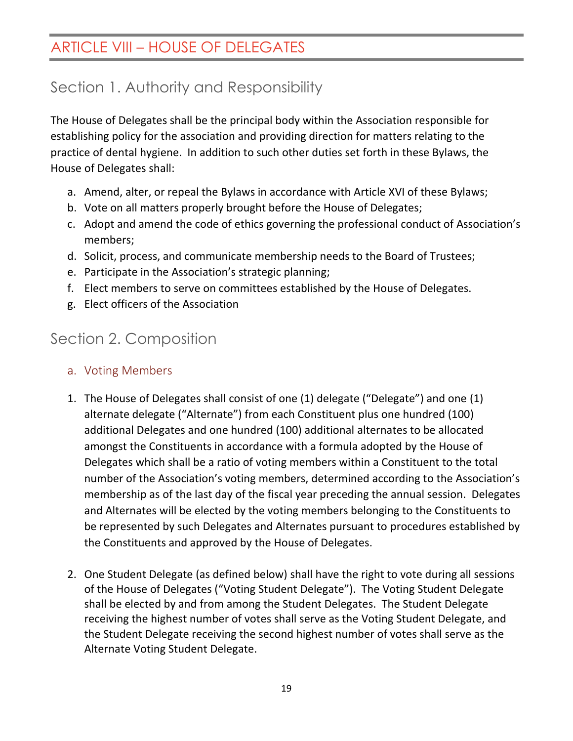# ARTICLE VIII – HOUSE OF DELEGATES

## Section 1. Authority and Responsibility

The House of Delegates shall be the principal body within the Association responsible for establishing policy for the association and providing direction for matters relating to the practice of dental hygiene. In addition to such other duties set forth in these Bylaws, the House of Delegates shall:

a. Amend, alter, or repeal the Bylaws in accordance with Article XVI of these Bylaws;
b. Vote on all matters properly brought before the House of Delegates;
c. Adopt and amend the code of ethics governing the professional conduct of Association's members;
d. Solicit, process, and communicate membership needs to the Board of Trustees;
e. Participate in the Association's strategic planning;
f. Elect members to serve on committees established by the House of Delegates.
g. Elect officers of the Association

## Section 2. Composition

### a. Voting Members

1. The House of Delegates shall consist of one (1) delegate ("Delegate") and one (1) alternate delegate ("Alternate") from each Constituent plus one hundred (100) additional Delegates and one hundred (100) additional alternates to be allocated amongst the Constituents in accordance with a formula adopted by the House of Delegates which shall be a ratio of voting members within a Constituent to the total number of the Association's voting members, determined according to the Association's membership as of the last day of the fiscal year preceding the annual session. Delegates and Alternates will be elected by the voting members belonging to the Constituents to be represented by such Delegates and Alternates pursuant to procedures established by the Constituents and approved by the House of Delegates.

2. One Student Delegate (as defined below) shall have the right to vote during all sessions of the House of Delegates ("Voting Student Delegate"). The Voting Student Delegate shall be elected by and from among the Student Delegates. The Student Delegate receiving the highest number of votes shall serve as the Voting Student Delegate, and the Student Delegate receiving the second highest number of votes shall serve as the Alternate Voting Student Delegate.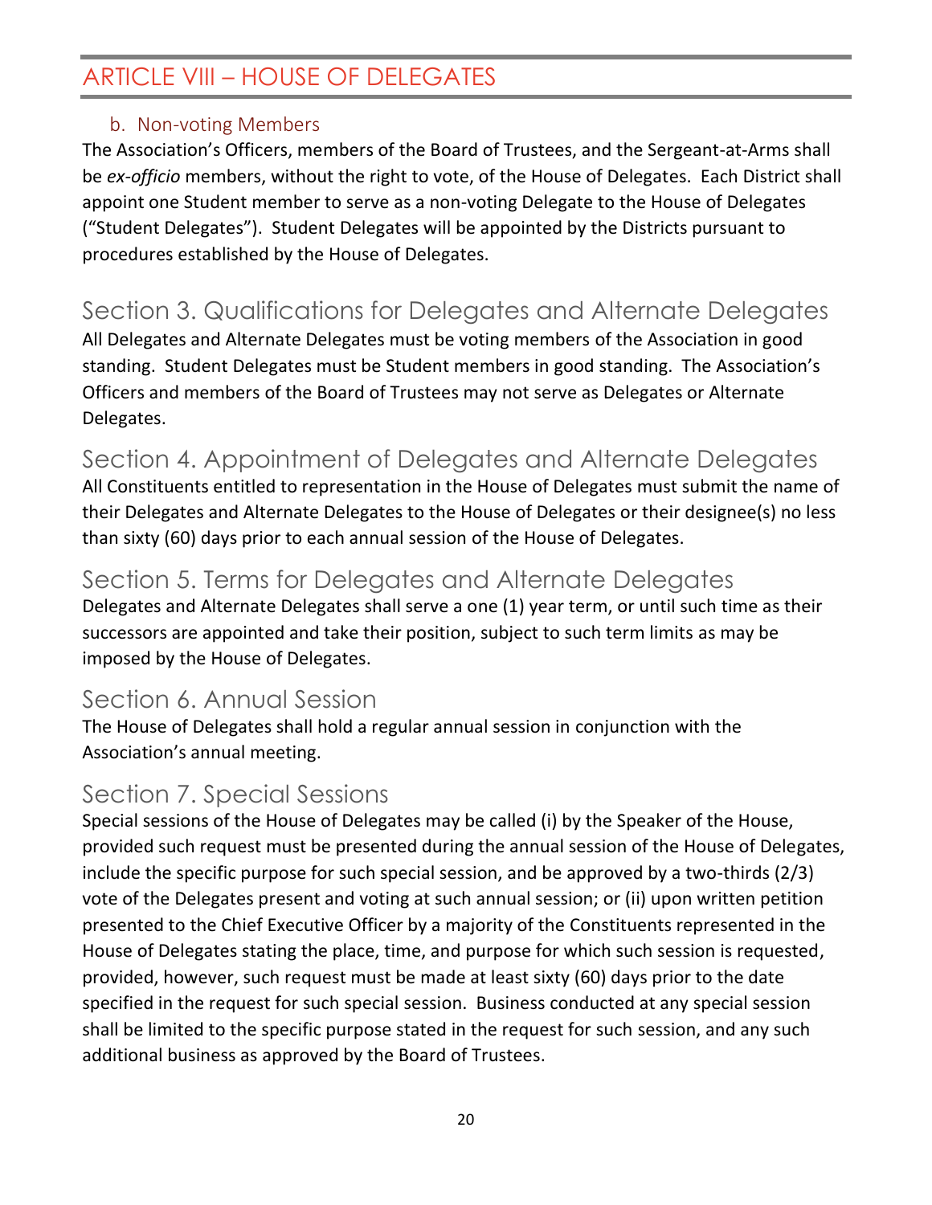# ARTICLE VIII – HOUSE OF DELEGATES

### b. Non-voting Members

The Association's Officers, members of the Board of Trustees, and the Sergeant-at-Arms shall be *ex-officio* members, without the right to vote, of the House of Delegates. Each District shall appoint one Student member to serve as a non-voting Delegate to the House of Delegates ("Student Delegates"). Student Delegates will be appointed by the Districts pursuant to procedures established by the House of Delegates.

## Section 3. Qualifications for Delegates and Alternate Delegates

All Delegates and Alternate Delegates must be voting members of the Association in good standing. Student Delegates must be Student members in good standing. The Association's Officers and members of the Board of Trustees may not serve as Delegates or Alternate Delegates.

## Section 4. Appointment of Delegates and Alternate Delegates

All Constituents entitled to representation in the House of Delegates must submit the name of their Delegates and Alternate Delegates to the House of Delegates or their designee(s) no less than sixty (60) days prior to each annual session of the House of Delegates.

## Section 5. Terms for Delegates and Alternate Delegates

Delegates and Alternate Delegates shall serve a one (1) year term, or until such time as their successors are appointed and take their position, subject to such term limits as may be imposed by the House of Delegates.

## Section 6. Annual Session

The House of Delegates shall hold a regular annual session in conjunction with the Association's annual meeting.

## Section 7. Special Sessions

Special sessions of the House of Delegates may be called (i) by the Speaker of the House, provided such request must be presented during the annual session of the House of Delegates, include the specific purpose for such special session, and be approved by a two-thirds (2/3) vote of the Delegates present and voting at such annual session; or (ii) upon written petition presented to the Chief Executive Officer by a majority of the Constituents represented in the House of Delegates stating the place, time, and purpose for which such session is requested, provided, however, such request must be made at least sixty (60) days prior to the date specified in the request for such special session. Business conducted at any special session shall be limited to the specific purpose stated in the request for such session, and any such additional business as approved by the Board of Trustees.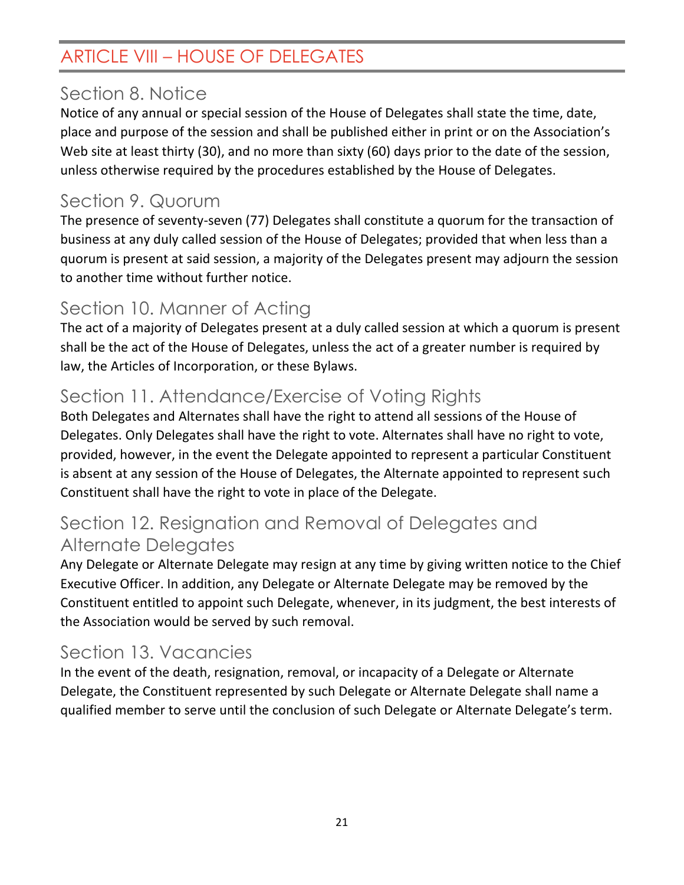# ARTICLE VIII – HOUSE OF DELEGATES

## Section 8. Notice

Notice of any annual or special session of the House of Delegates shall state the time, date, place and purpose of the session and shall be published either in print or on the Association's Web site at least thirty (30), and no more than sixty (60) days prior to the date of the session, unless otherwise required by the procedures established by the House of Delegates.

## Section 9. Quorum

The presence of seventy-seven (77) Delegates shall constitute a quorum for the transaction of business at any duly called session of the House of Delegates; provided that when less than a quorum is present at said session, a majority of the Delegates present may adjourn the session to another time without further notice.

## Section 10. Manner of Acting

The act of a majority of Delegates present at a duly called session at which a quorum is present shall be the act of the House of Delegates, unless the act of a greater number is required by law, the Articles of Incorporation, or these Bylaws.

## Section 11. Attendance/Exercise of Voting Rights

Both Delegates and Alternates shall have the right to attend all sessions of the House of Delegates. Only Delegates shall have the right to vote. Alternates shall have no right to vote, provided, however, in the event the Delegate appointed to represent a particular Constituent is absent at any session of the House of Delegates, the Alternate appointed to represent such Constituent shall have the right to vote in place of the Delegate.

## Section 12. Resignation and Removal of Delegates and Alternate Delegates

Any Delegate or Alternate Delegate may resign at any time by giving written notice to the Chief Executive Officer. In addition, any Delegate or Alternate Delegate may be removed by the Constituent entitled to appoint such Delegate, whenever, in its judgment, the best interests of the Association would be served by such removal.

## Section 13. Vacancies

In the event of the death, resignation, removal, or incapacity of a Delegate or Alternate Delegate, the Constituent represented by such Delegate or Alternate Delegate shall name a qualified member to serve until the conclusion of such Delegate or Alternate Delegate's term.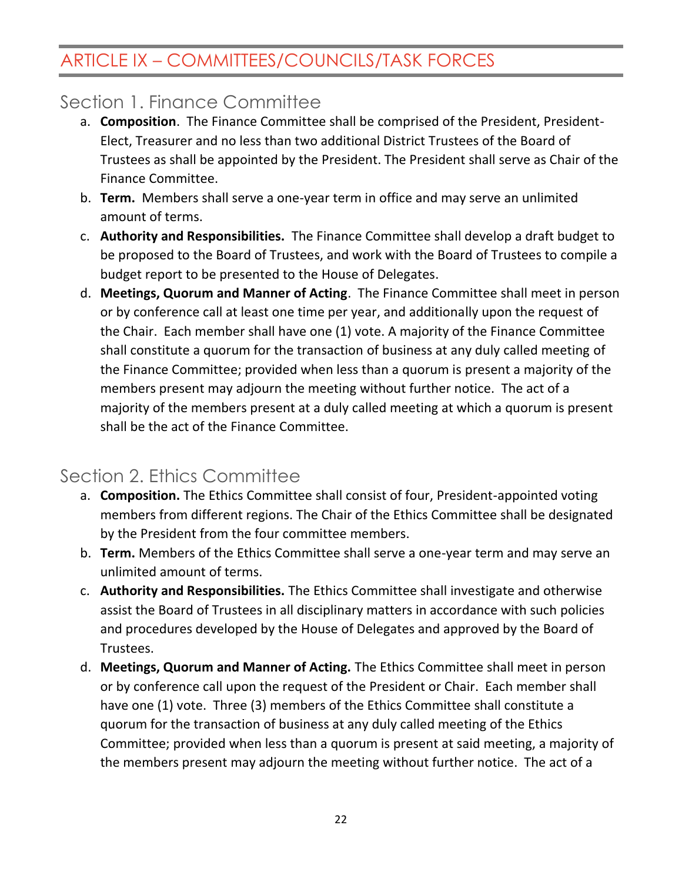# ARTICLE IX – COMMITTEES/COUNCILS/TASK FORCES

## Section 1. Finance Committee

a. **Composition**. The Finance Committee shall be comprised of the President, President-Elect, Treasurer and no less than two additional District Trustees of the Board of Trustees as shall be appointed by the President. The President shall serve as Chair of the Finance Committee.

b. **Term.** Members shall serve a one-year term in office and may serve an unlimited amount of terms.

c. **Authority and Responsibilities.** The Finance Committee shall develop a draft budget to be proposed to the Board of Trustees, and work with the Board of Trustees to compile a budget report to be presented to the House of Delegates.

d. **Meetings, Quorum and Manner of Acting**. The Finance Committee shall meet in person or by conference call at least one time per year, and additionally upon the request of the Chair. Each member shall have one (1) vote. A majority of the Finance Committee shall constitute a quorum for the transaction of business at any duly called meeting of the Finance Committee; provided when less than a quorum is present a majority of the members present may adjourn the meeting without further notice. The act of a majority of the members present at a duly called meeting at which a quorum is present shall be the act of the Finance Committee.

## Section 2. Ethics Committee

a. **Composition.** The Ethics Committee shall consist of four, President-appointed voting members from different regions. The Chair of the Ethics Committee shall be designated by the President from the four committee members.

b. **Term.** Members of the Ethics Committee shall serve a one-year term and may serve an unlimited amount of terms.

c. **Authority and Responsibilities.** The Ethics Committee shall investigate and otherwise assist the Board of Trustees in all disciplinary matters in accordance with such policies and procedures developed by the House of Delegates and approved by the Board of Trustees.

d. **Meetings, Quorum and Manner of Acting.** The Ethics Committee shall meet in person or by conference call upon the request of the President or Chair. Each member shall have one (1) vote. Three (3) members of the Ethics Committee shall constitute a quorum for the transaction of business at any duly called meeting of the Ethics Committee; provided when less than a quorum is present at said meeting, a majority of the members present may adjourn the meeting without further notice. The act of a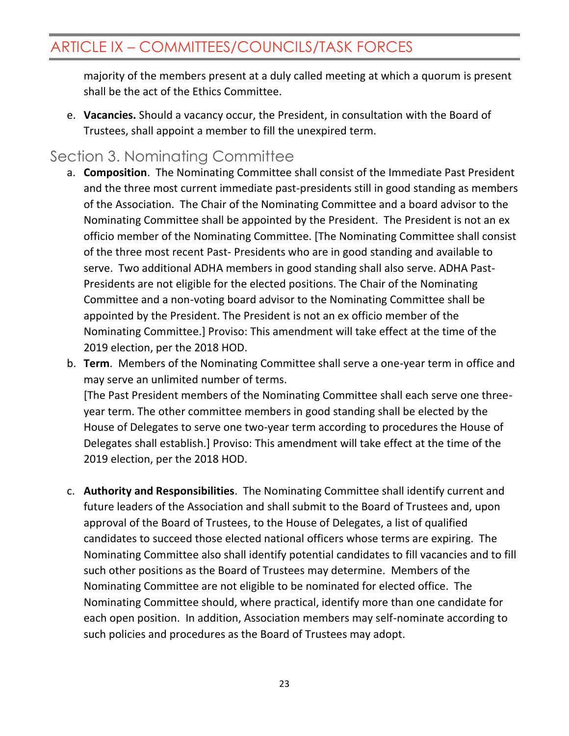majority of the members present at a duly called meeting at which a quorum is present shall be the act of the Ethics Committee.

e. **Vacancies.** Should a vacancy occur, the President, in consultation with the Board of Trustees, shall appoint a member to fill the unexpired term.

## Section 3. Nominating Committee

a. **Composition**. The Nominating Committee shall consist of the Immediate Past President and the three most current immediate past-presidents still in good standing as members of the Association. The Chair of the Nominating Committee and a board advisor to the Nominating Committee shall be appointed by the President. The President is not an ex officio member of the Nominating Committee. [The Nominating Committee shall consist of the three most recent Past- Presidents who are in good standing and available to serve. Two additional ADHA members in good standing shall also serve. ADHA Past-Presidents are not eligible for the elected positions. The Chair of the Nominating Committee and a non-voting board advisor to the Nominating Committee shall be appointed by the President. The President is not an ex officio member of the Nominating Committee.] Proviso: This amendment will take effect at the time of the 2019 election, per the 2018 HOD.

b. **Term**. Members of the Nominating Committee shall serve a one-year term in office and may serve an unlimited number of terms.
[The Past President members of the Nominating Committee shall each serve one three-year term. The other committee members in good standing shall be elected by the House of Delegates to serve one two-year term according to procedures the House of Delegates shall establish.] Proviso: This amendment will take effect at the time of the 2019 election, per the 2018 HOD.

c. **Authority and Responsibilities**. The Nominating Committee shall identify current and future leaders of the Association and shall submit to the Board of Trustees and, upon approval of the Board of Trustees, to the House of Delegates, a list of qualified candidates to succeed those elected national officers whose terms are expiring. The Nominating Committee also shall identify potential candidates to fill vacancies and to fill such other positions as the Board of Trustees may determine. Members of the Nominating Committee are not eligible to be nominated for elected office. The Nominating Committee should, where practical, identify more than one candidate for each open position. In addition, Association members may self-nominate according to such policies and procedures as the Board of Trustees may adopt.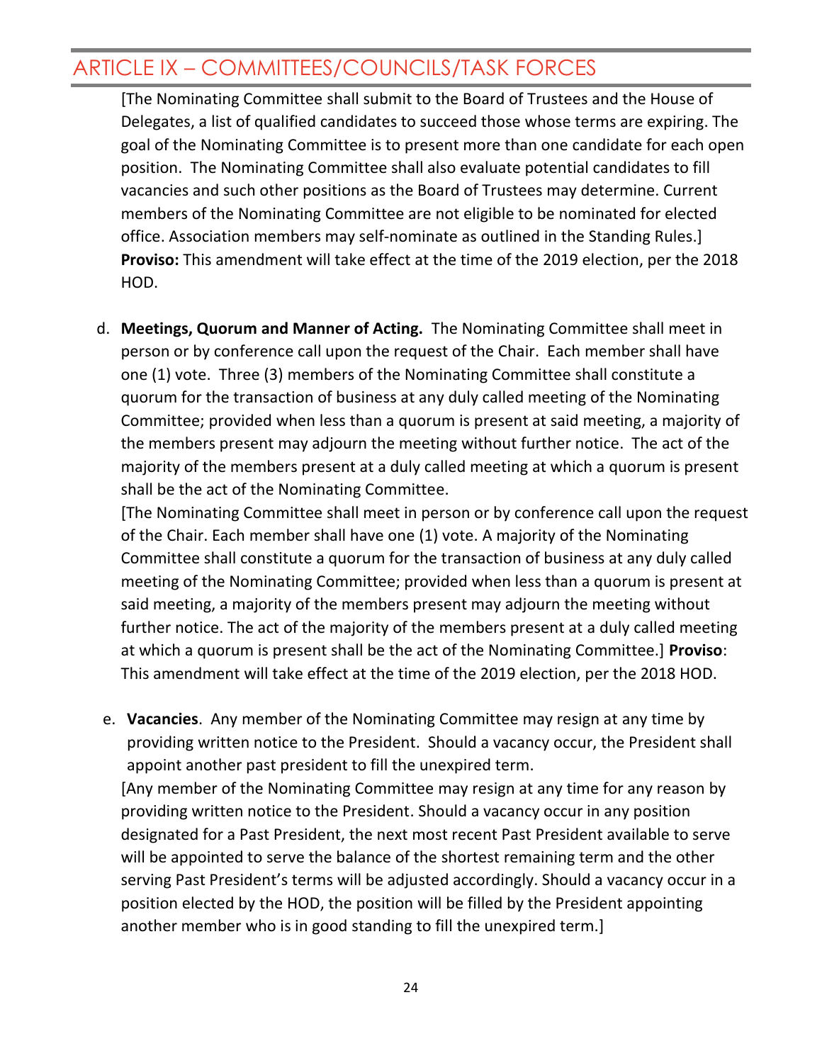## ARTICLE IX – COMMITTEES/COUNCILS/TASK FORCES

[The Nominating Committee shall submit to the Board of Trustees and the House of Delegates, a list of qualified candidates to succeed those whose terms are expiring. The goal of the Nominating Committee is to present more than one candidate for each open position. The Nominating Committee shall also evaluate potential candidates to fill vacancies and such other positions as the Board of Trustees may determine. Current members of the Nominating Committee are not eligible to be nominated for elected office. Association members may self-nominate as outlined in the Standing Rules.] **Proviso:** This amendment will take effect at the time of the 2019 election, per the 2018 HOD.

d. **Meetings, Quorum and Manner of Acting.** The Nominating Committee shall meet in person or by conference call upon the request of the Chair. Each member shall have one (1) vote. Three (3) members of the Nominating Committee shall constitute a quorum for the transaction of business at any duly called meeting of the Nominating Committee; provided when less than a quorum is present at said meeting, a majority of the members present may adjourn the meeting without further notice. The act of the majority of the members present at a duly called meeting at which a quorum is present shall be the act of the Nominating Committee.

   [The Nominating Committee shall meet in person or by conference call upon the request of the Chair. Each member shall have one (1) vote. A majority of the Nominating Committee shall constitute a quorum for the transaction of business at any duly called meeting of the Nominating Committee; provided when less than a quorum is present at said meeting, a majority of the members present may adjourn the meeting without further notice. The act of the majority of the members present at a duly called meeting at which a quorum is present shall be the act of the Nominating Committee.] **Proviso**: This amendment will take effect at the time of the 2019 election, per the 2018 HOD.

e. **Vacancies**. Any member of the Nominating Committee may resign at any time by providing written notice to the President. Should a vacancy occur, the President shall appoint another past president to fill the unexpired term.

   [Any member of the Nominating Committee may resign at any time for any reason by providing written notice to the President. Should a vacancy occur in any position designated for a Past President, the next most recent Past President available to serve will be appointed to serve the balance of the shortest remaining term and the other serving Past President's terms will be adjusted accordingly. Should a vacancy occur in a position elected by the HOD, the position will be filled by the President appointing another member who is in good standing to fill the unexpired term.]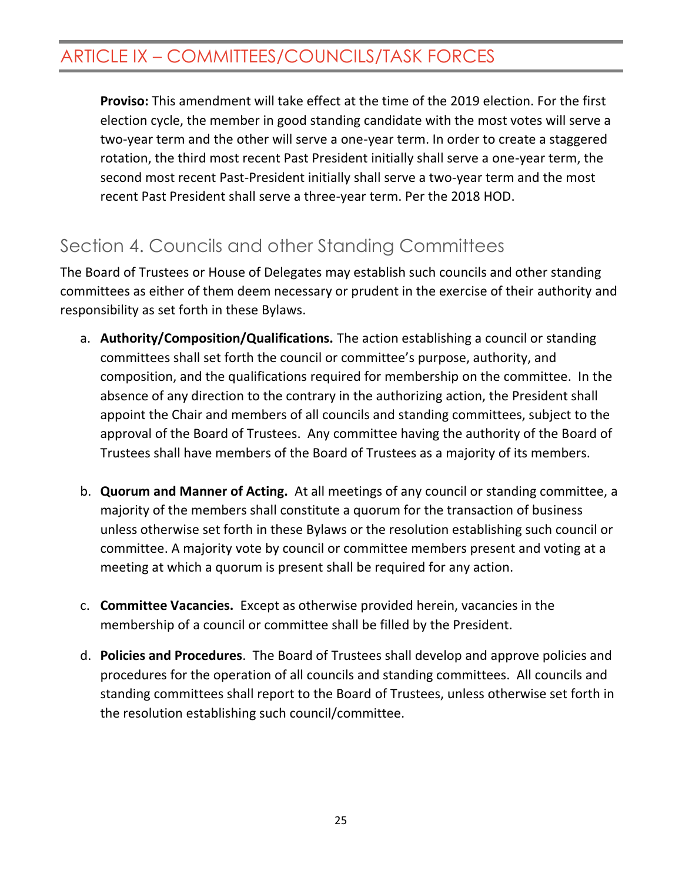# ARTICLE IX – COMMITTEES/COUNCILS/TASK FORCES

**Proviso:** This amendment will take effect at the time of the 2019 election. For the first election cycle, the member in good standing candidate with the most votes will serve a two-year term and the other will serve a one-year term. In order to create a staggered rotation, the third most recent Past President initially shall serve a one-year term, the second most recent Past-President initially shall serve a two-year term and the most recent Past President shall serve a three-year term. Per the 2018 HOD.

## Section 4. Councils and other Standing Committees

The Board of Trustees or House of Delegates may establish such councils and other standing committees as either of them deem necessary or prudent in the exercise of their authority and responsibility as set forth in these Bylaws.

a. **Authority/Composition/Qualifications.** The action establishing a council or standing committees shall set forth the council or committee's purpose, authority, and composition, and the qualifications required for membership on the committee. In the absence of any direction to the contrary in the authorizing action, the President shall appoint the Chair and members of all councils and standing committees, subject to the approval of the Board of Trustees. Any committee having the authority of the Board of Trustees shall have members of the Board of Trustees as a majority of its members.

b. **Quorum and Manner of Acting.** At all meetings of any council or standing committee, a majority of the members shall constitute a quorum for the transaction of business unless otherwise set forth in these Bylaws or the resolution establishing such council or committee. A majority vote by council or committee members present and voting at a meeting at which a quorum is present shall be required for any action.

c. **Committee Vacancies.** Except as otherwise provided herein, vacancies in the membership of a council or committee shall be filled by the President.

d. **Policies and Procedures**. The Board of Trustees shall develop and approve policies and procedures for the operation of all councils and standing committees. All councils and standing committees shall report to the Board of Trustees, unless otherwise set forth in the resolution establishing such council/committee.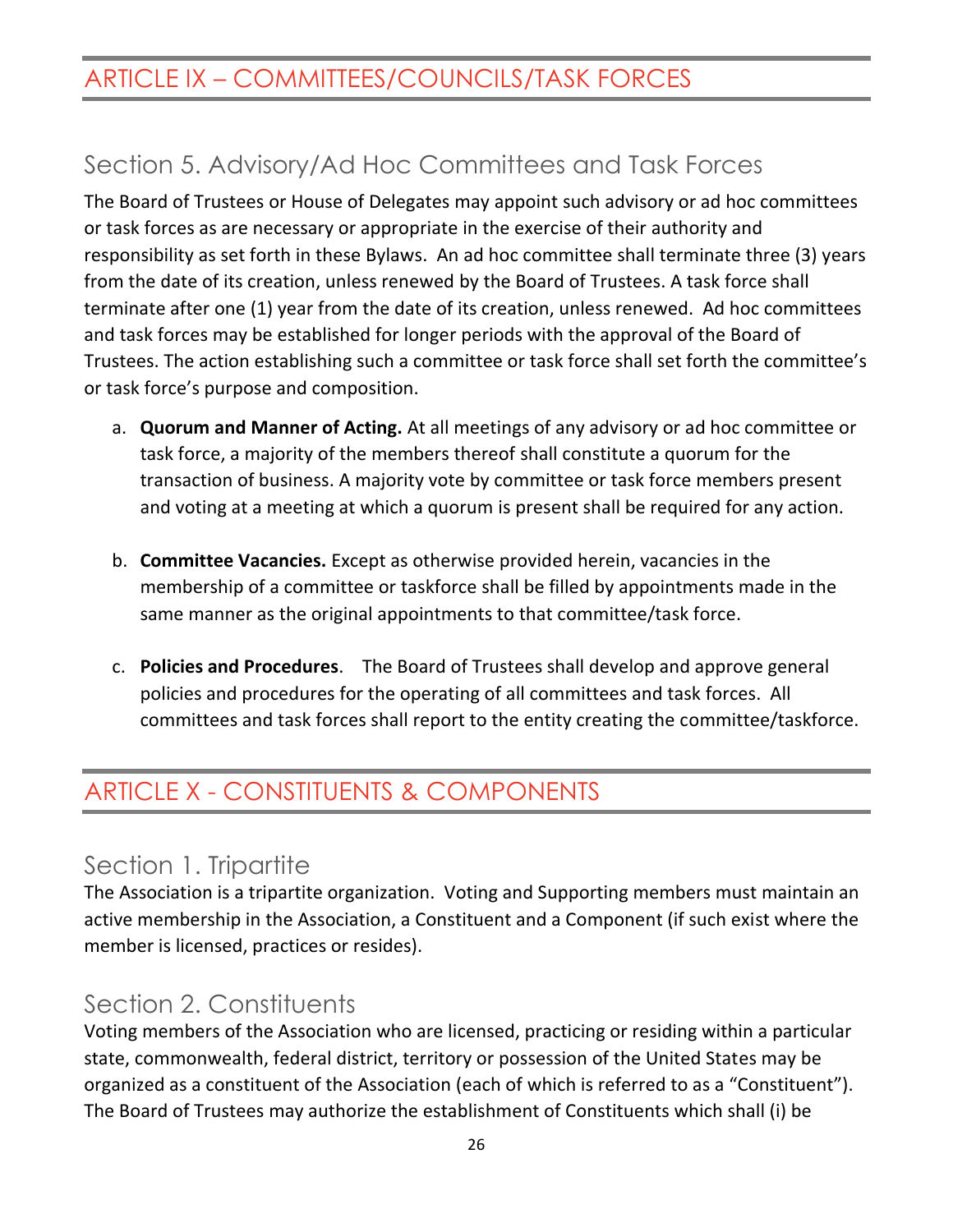# ARTICLE IX – COMMITTEES/COUNCILS/TASK FORCES

## Section 5. Advisory/Ad Hoc Committees and Task Forces

The Board of Trustees or House of Delegates may appoint such advisory or ad hoc committees or task forces as are necessary or appropriate in the exercise of their authority and responsibility as set forth in these Bylaws. An ad hoc committee shall terminate three (3) years from the date of its creation, unless renewed by the Board of Trustees. A task force shall terminate after one (1) year from the date of its creation, unless renewed. Ad hoc committees and task forces may be established for longer periods with the approval of the Board of Trustees. The action establishing such a committee or task force shall set forth the committee's or task force's purpose and composition.

a. **Quorum and Manner of Acting.** At all meetings of any advisory or ad hoc committee or task force, a majority of the members thereof shall constitute a quorum for the transaction of business. A majority vote by committee or task force members present and voting at a meeting at which a quorum is present shall be required for any action.

b. **Committee Vacancies.** Except as otherwise provided herein, vacancies in the membership of a committee or taskforce shall be filled by appointments made in the same manner as the original appointments to that committee/task force.

c. **Policies and Procedures**. The Board of Trustees shall develop and approve general policies and procedures for the operating of all committees and task forces. All committees and task forces shall report to the entity creating the committee/taskforce.

# ARTICLE X - CONSTITUENTS & COMPONENTS

## Section 1. Tripartite

The Association is a tripartite organization. Voting and Supporting members must maintain an active membership in the Association, a Constituent and a Component (if such exist where the member is licensed, practices or resides).

## Section 2. Constituents

Voting members of the Association who are licensed, practicing or residing within a particular state, commonwealth, federal district, territory or possession of the United States may be organized as a constituent of the Association (each of which is referred to as a "Constituent"). The Board of Trustees may authorize the establishment of Constituents which shall (i) be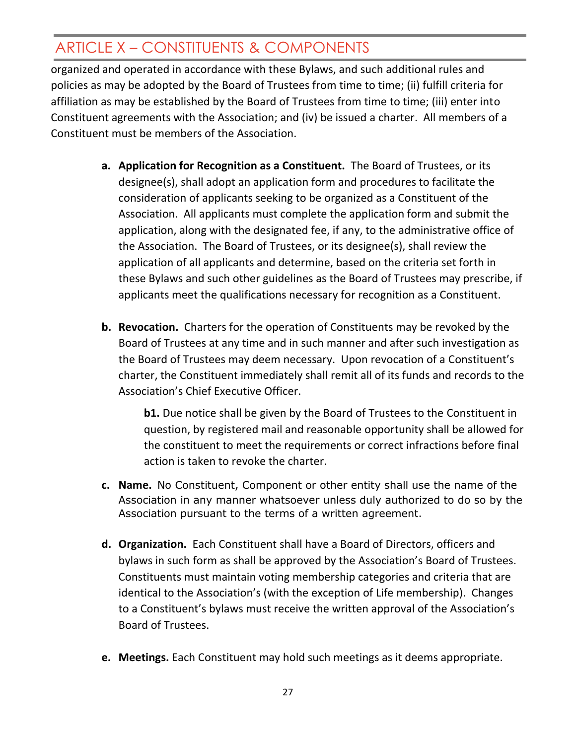organized and operated in accordance with these Bylaws, and such additional rules and policies as may be adopted by the Board of Trustees from time to time; (ii) fulfill criteria for affiliation as may be established by the Board of Trustees from time to time; (iii) enter into Constituent agreements with the Association; and (iv) be issued a charter. All members of a Constituent must be members of the Association.

a. **Application for Recognition as a Constituent.** The Board of Trustees, or its designee(s), shall adopt an application form and procedures to facilitate the consideration of applicants seeking to be organized as a Constituent of the Association. All applicants must complete the application form and submit the application, along with the designated fee, if any, to the administrative office of the Association. The Board of Trustees, or its designee(s), shall review the application of all applicants and determine, based on the criteria set forth in these Bylaws and such other guidelines as the Board of Trustees may prescribe, if applicants meet the qualifications necessary for recognition as a Constituent.

b. **Revocation.** Charters for the operation of Constituents may be revoked by the Board of Trustees at any time and in such manner and after such investigation as the Board of Trustees may deem necessary. Upon revocation of a Constituent's charter, the Constituent immediately shall remit all of its funds and records to the Association's Chief Executive Officer.

   **b1.** Due notice shall be given by the Board of Trustees to the Constituent in question, by registered mail and reasonable opportunity shall be allowed for the constituent to meet the requirements or correct infractions before final action is taken to revoke the charter.

c. **Name.** No Constituent, Component or other entity shall use the name of the Association in any manner whatsoever unless duly authorized to do so by the Association pursuant to the terms of a written agreement.

d. **Organization.** Each Constituent shall have a Board of Directors, officers and bylaws in such form as shall be approved by the Association's Board of Trustees. Constituents must maintain voting membership categories and criteria that are identical to the Association's (with the exception of Life membership). Changes to a Constituent's bylaws must receive the written approval of the Association's Board of Trustees.

e. **Meetings.** Each Constituent may hold such meetings as it deems appropriate.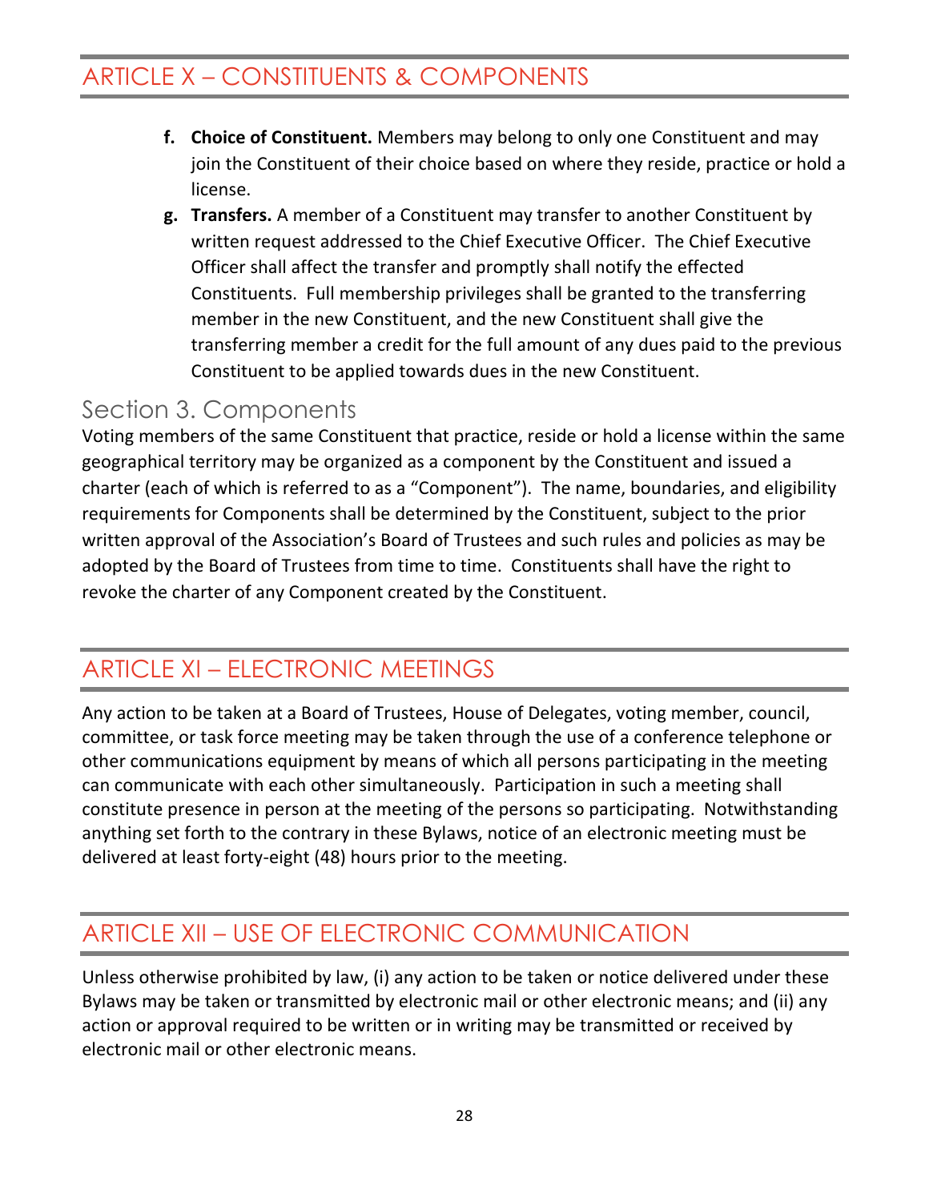## ARTICLE X – CONSTITUENTS & COMPONENTS

**f. Choice of Constituent.** Members may belong to only one Constituent and may join the Constituent of their choice based on where they reside, practice or hold a license.

**g. Transfers.** A member of a Constituent may transfer to another Constituent by written request addressed to the Chief Executive Officer. The Chief Executive Officer shall affect the transfer and promptly shall notify the effected Constituents. Full membership privileges shall be granted to the transferring member in the new Constituent, and the new Constituent shall give the transferring member a credit for the full amount of any dues paid to the previous Constituent to be applied towards dues in the new Constituent.

### Section 3. Components

Voting members of the same Constituent that practice, reside or hold a license within the same geographical territory may be organized as a component by the Constituent and issued a charter (each of which is referred to as a "Component"). The name, boundaries, and eligibility requirements for Components shall be determined by the Constituent, subject to the prior written approval of the Association's Board of Trustees and such rules and policies as may be adopted by the Board of Trustees from time to time. Constituents shall have the right to revoke the charter of any Component created by the Constituent.

## ARTICLE XI – ELECTRONIC MEETINGS

Any action to be taken at a Board of Trustees, House of Delegates, voting member, council, committee, or task force meeting may be taken through the use of a conference telephone or other communications equipment by means of which all persons participating in the meeting can communicate with each other simultaneously. Participation in such a meeting shall constitute presence in person at the meeting of the persons so participating. Notwithstanding anything set forth to the contrary in these Bylaws, notice of an electronic meeting must be delivered at least forty-eight (48) hours prior to the meeting.

## ARTICLE XII – USE OF ELECTRONIC COMMUNICATION

Unless otherwise prohibited by law, (i) any action to be taken or notice delivered under these Bylaws may be taken or transmitted by electronic mail or other electronic means; and (ii) any action or approval required to be written or in writing may be transmitted or received by electronic mail or other electronic means.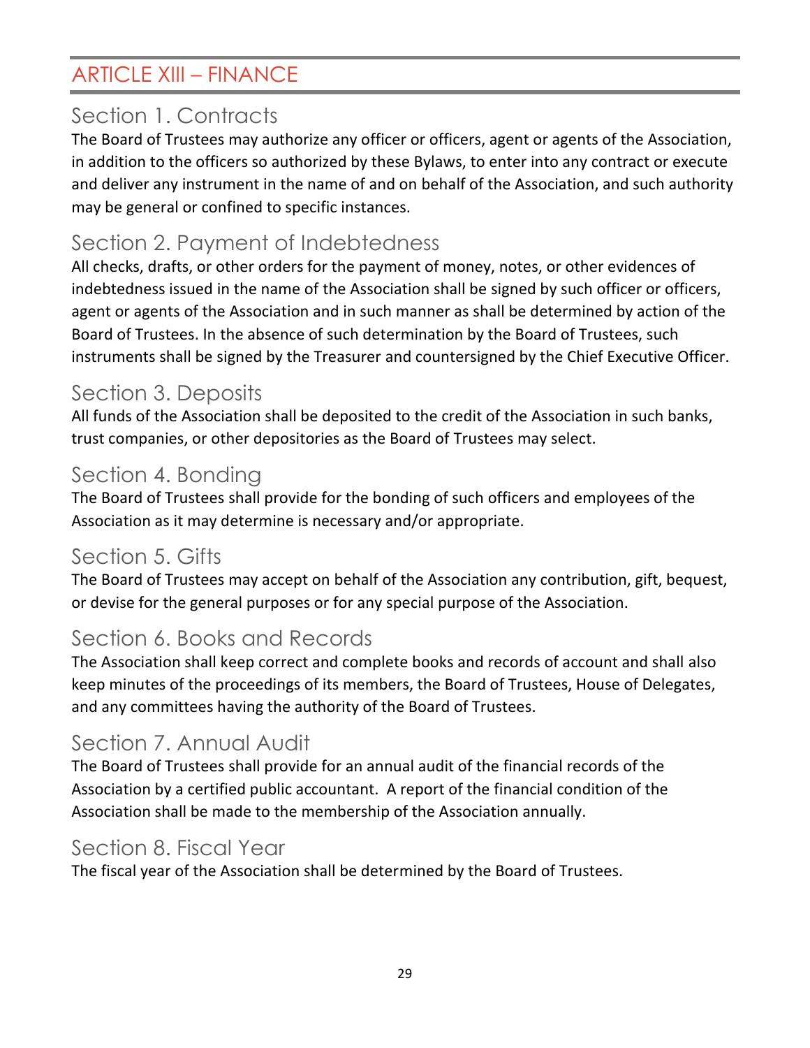# ARTICLE XIII – FINANCE

## Section 1. Contracts

The Board of Trustees may authorize any officer or officers, agent or agents of the Association, in addition to the officers so authorized by these Bylaws, to enter into any contract or execute and deliver any instrument in the name of and on behalf of the Association, and such authority may be general or confined to specific instances.

## Section 2. Payment of Indebtedness

All checks, drafts, or other orders for the payment of money, notes, or other evidences of indebtedness issued in the name of the Association shall be signed by such officer or officers, agent or agents of the Association and in such manner as shall be determined by action of the Board of Trustees. In the absence of such determination by the Board of Trustees, such instruments shall be signed by the Treasurer and countersigned by the Chief Executive Officer.

## Section 3. Deposits

All funds of the Association shall be deposited to the credit of the Association in such banks, trust companies, or other depositories as the Board of Trustees may select.

## Section 4. Bonding

The Board of Trustees shall provide for the bonding of such officers and employees of the Association as it may determine is necessary and/or appropriate.

## Section 5. Gifts

The Board of Trustees may accept on behalf of the Association any contribution, gift, bequest, or devise for the general purposes or for any special purpose of the Association.

## Section 6. Books and Records

The Association shall keep correct and complete books and records of account and shall also keep minutes of the proceedings of its members, the Board of Trustees, House of Delegates, and any committees having the authority of the Board of Trustees.

## Section 7. Annual Audit

The Board of Trustees shall provide for an annual audit of the financial records of the Association by a certified public accountant. A report of the financial condition of the Association shall be made to the membership of the Association annually.

## Section 8. Fiscal Year

The fiscal year of the Association shall be determined by the Board of Trustees.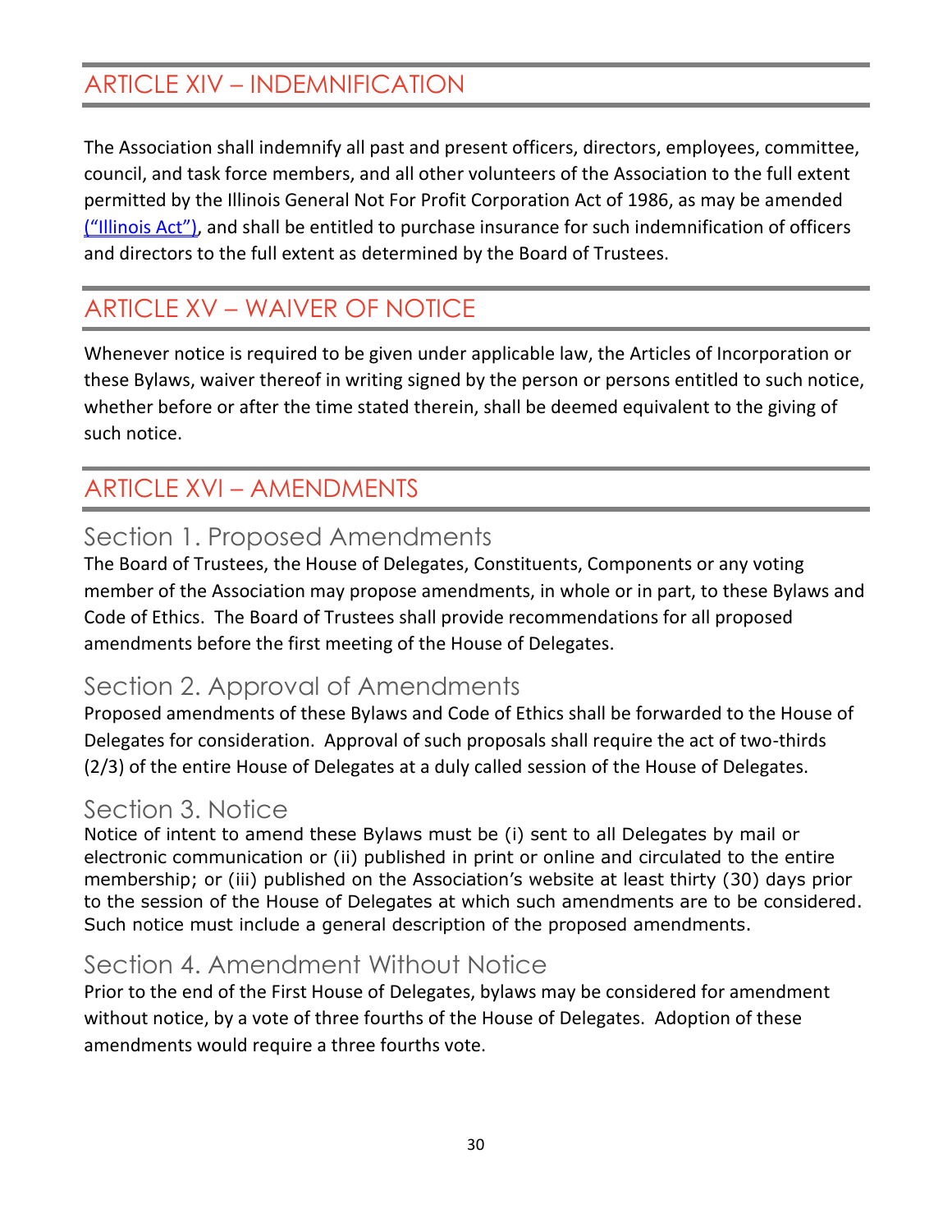## ARTICLE XIV – INDEMNIFICATION

The Association shall indemnify all past and present officers, directors, employees, committee, council, and task force members, and all other volunteers of the Association to the full extent permitted by the Illinois General Not For Profit Corporation Act of 1986, as may be amended ("Illinois Act"), and shall be entitled to purchase insurance for such indemnification of officers and directors to the full extent as determined by the Board of Trustees.

## ARTICLE XV – WAIVER OF NOTICE

Whenever notice is required to be given under applicable law, the Articles of Incorporation or these Bylaws, waiver thereof in writing signed by the person or persons entitled to such notice, whether before or after the time stated therein, shall be deemed equivalent to the giving of such notice.

## ARTICLE XVI – AMENDMENTS

### Section 1. Proposed Amendments

The Board of Trustees, the House of Delegates, Constituents, Components or any voting member of the Association may propose amendments, in whole or in part, to these Bylaws and Code of Ethics. The Board of Trustees shall provide recommendations for all proposed amendments before the first meeting of the House of Delegates.

### Section 2. Approval of Amendments

Proposed amendments of these Bylaws and Code of Ethics shall be forwarded to the House of Delegates for consideration. Approval of such proposals shall require the act of two-thirds (2/3) of the entire House of Delegates at a duly called session of the House of Delegates.

### Section 3. Notice

Notice of intent to amend these Bylaws must be (i) sent to all Delegates by mail or electronic communication or (ii) published in print or online and circulated to the entire membership; or (iii) published on the Association's website at least thirty (30) days prior to the session of the House of Delegates at which such amendments are to be considered. Such notice must include a general description of the proposed amendments.

### Section 4. Amendment Without Notice

Prior to the end of the First House of Delegates, bylaws may be considered for amendment without notice, by a vote of three fourths of the House of Delegates. Adoption of these amendments would require a three fourths vote.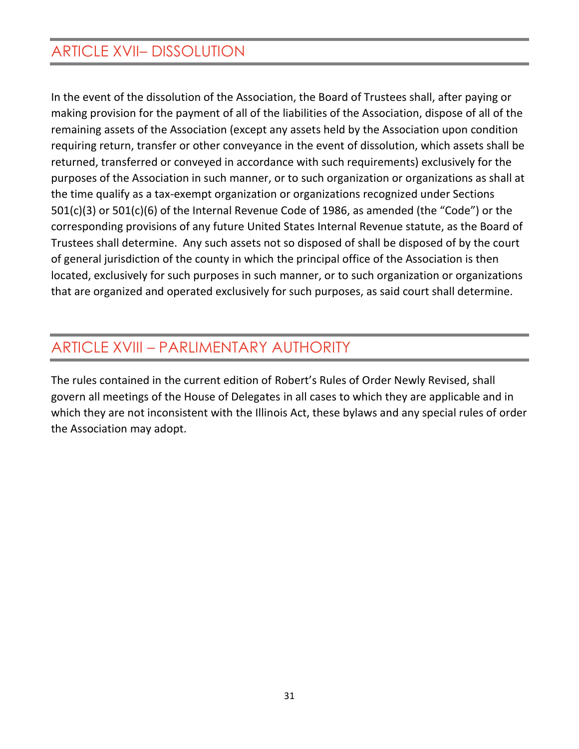## ARTICLE XVII– DISSOLUTION

In the event of the dissolution of the Association, the Board of Trustees shall, after paying or making provision for the payment of all of the liabilities of the Association, dispose of all of the remaining assets of the Association (except any assets held by the Association upon condition requiring return, transfer or other conveyance in the event of dissolution, which assets shall be returned, transferred or conveyed in accordance with such requirements) exclusively for the purposes of the Association in such manner, or to such organization or organizations as shall at the time qualify as a tax-exempt organization or organizations recognized under Sections 501(c)(3) or 501(c)(6) of the Internal Revenue Code of 1986, as amended (the "Code") or the corresponding provisions of any future United States Internal Revenue statute, as the Board of Trustees shall determine. Any such assets not so disposed of shall be disposed of by the court of general jurisdiction of the county in which the principal office of the Association is then located, exclusively for such purposes in such manner, or to such organization or organizations that are organized and operated exclusively for such purposes, as said court shall determine.

## ARTICLE XVIII – PARLIMENTARY AUTHORITY

The rules contained in the current edition of Robert's Rules of Order Newly Revised, shall govern all meetings of the House of Delegates in all cases to which they are applicable and in which they are not inconsistent with the Illinois Act, these bylaws and any special rules of order the Association may adopt.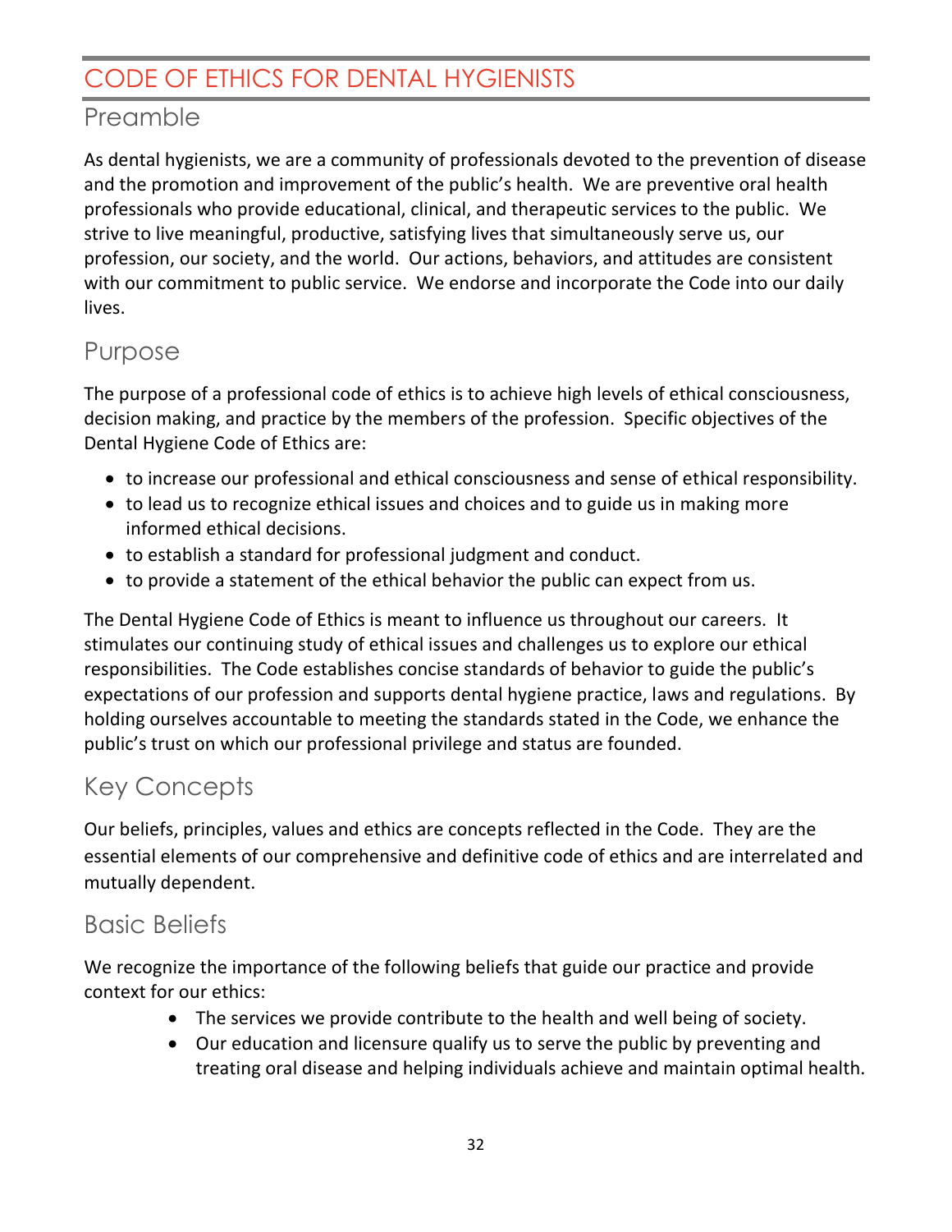# CODE OF ETHICS FOR DENTAL HYGIENISTS

## Preamble

As dental hygienists, we are a community of professionals devoted to the prevention of disease and the promotion and improvement of the public's health. We are preventive oral health professionals who provide educational, clinical, and therapeutic services to the public. We strive to live meaningful, productive, satisfying lives that simultaneously serve us, our profession, our society, and the world. Our actions, behaviors, and attitudes are consistent with our commitment to public service. We endorse and incorporate the Code into our daily lives.

## Purpose

The purpose of a professional code of ethics is to achieve high levels of ethical consciousness, decision making, and practice by the members of the profession. Specific objectives of the Dental Hygiene Code of Ethics are:

- to increase our professional and ethical consciousness and sense of ethical responsibility.
- to lead us to recognize ethical issues and choices and to guide us in making more informed ethical decisions.
- to establish a standard for professional judgment and conduct.
- to provide a statement of the ethical behavior the public can expect from us.

The Dental Hygiene Code of Ethics is meant to influence us throughout our careers. It stimulates our continuing study of ethical issues and challenges us to explore our ethical responsibilities. The Code establishes concise standards of behavior to guide the public's expectations of our profession and supports dental hygiene practice, laws and regulations. By holding ourselves accountable to meeting the standards stated in the Code, we enhance the public's trust on which our professional privilege and status are founded.

## Key Concepts

Our beliefs, principles, values and ethics are concepts reflected in the Code. They are the essential elements of our comprehensive and definitive code of ethics and are interrelated and mutually dependent.

## Basic Beliefs

We recognize the importance of the following beliefs that guide our practice and provide context for our ethics:

- The services we provide contribute to the health and well being of society.
- Our education and licensure qualify us to serve the public by preventing and treating oral disease and helping individuals achieve and maintain optimal health.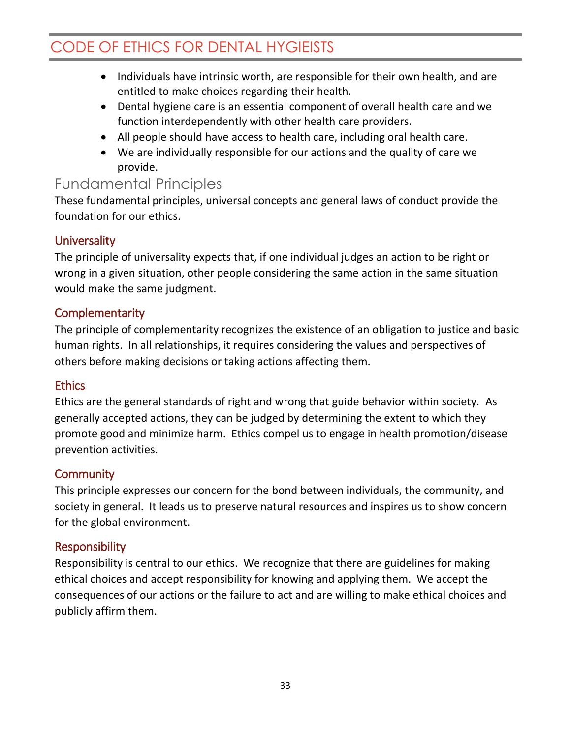- Individuals have intrinsic worth, are responsible for their own health, and are entitled to make choices regarding their health.
- Dental hygiene care is an essential component of overall health care and we function interdependently with other health care providers.
- All people should have access to health care, including oral health care.
- We are individually responsible for our actions and the quality of care we provide.

## Fundamental Principles

These fundamental principles, universal concepts and general laws of conduct provide the foundation for our ethics.

### Universality

The principle of universality expects that, if one individual judges an action to be right or wrong in a given situation, other people considering the same action in the same situation would make the same judgment.

### Complementarity

The principle of complementarity recognizes the existence of an obligation to justice and basic human rights. In all relationships, it requires considering the values and perspectives of others before making decisions or taking actions affecting them.

### Ethics

Ethics are the general standards of right and wrong that guide behavior within society. As generally accepted actions, they can be judged by determining the extent to which they promote good and minimize harm. Ethics compel us to engage in health promotion/disease prevention activities.

### Community

This principle expresses our concern for the bond between individuals, the community, and society in general. It leads us to preserve natural resources and inspires us to show concern for the global environment.

### Responsibility

Responsibility is central to our ethics. We recognize that there are guidelines for making ethical choices and accept responsibility for knowing and applying them. We accept the consequences of our actions or the failure to act and are willing to make ethical choices and publicly affirm them.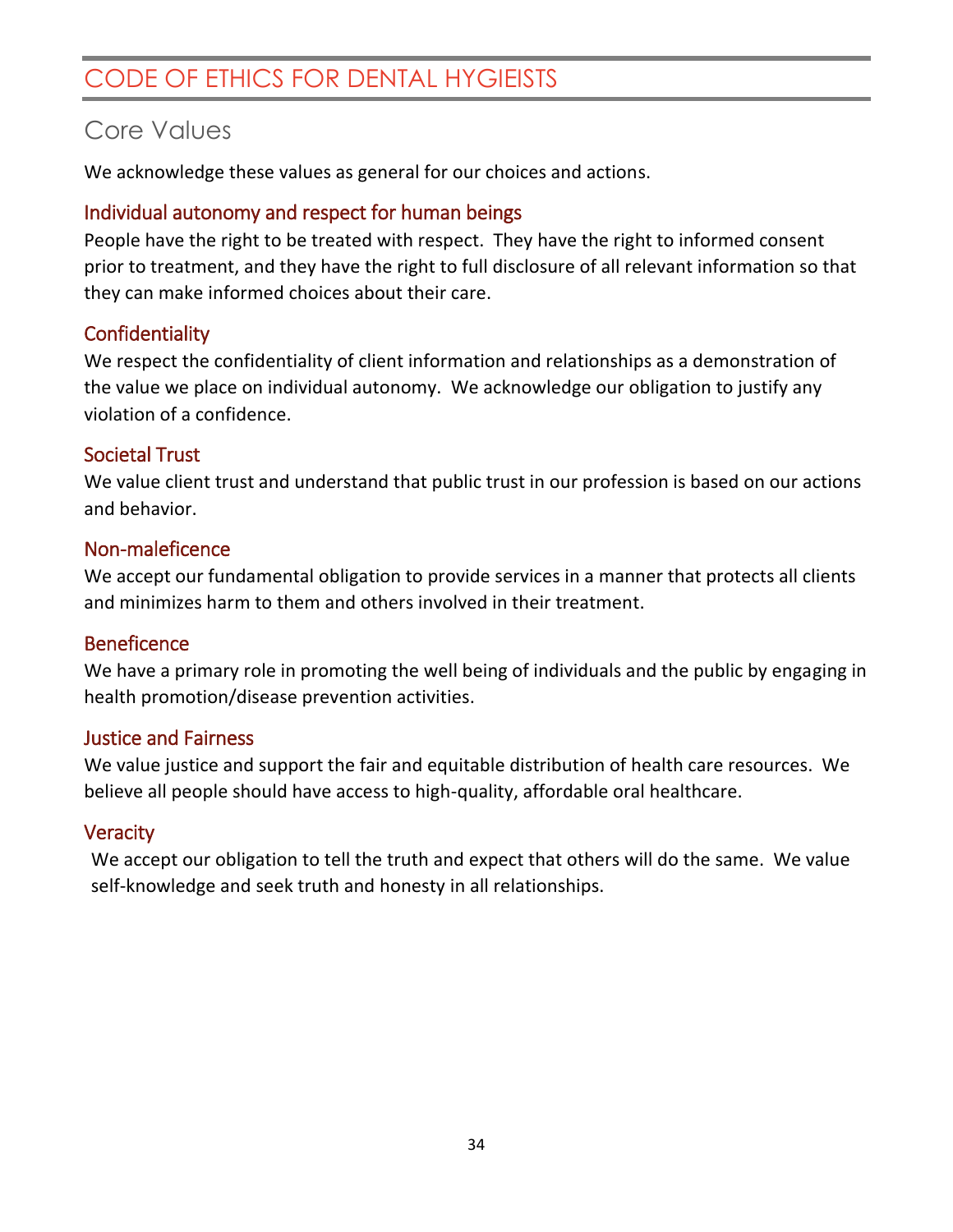# CODE OF ETHICS FOR DENTAL HYGIEISTS

## Core Values

We acknowledge these values as general for our choices and actions.

### Individual autonomy and respect for human beings

People have the right to be treated with respect. They have the right to informed consent prior to treatment, and they have the right to full disclosure of all relevant information so that they can make informed choices about their care.

### Confidentiality

We respect the confidentiality of client information and relationships as a demonstration of the value we place on individual autonomy. We acknowledge our obligation to justify any violation of a confidence.

### Societal Trust

We value client trust and understand that public trust in our profession is based on our actions and behavior.

### Non-maleficence

We accept our fundamental obligation to provide services in a manner that protects all clients and minimizes harm to them and others involved in their treatment.

### Beneficence

We have a primary role in promoting the well being of individuals and the public by engaging in health promotion/disease prevention activities.

### Justice and Fairness

We value justice and support the fair and equitable distribution of health care resources. We believe all people should have access to high-quality, affordable oral healthcare.

### Veracity

We accept our obligation to tell the truth and expect that others will do the same. We value self-knowledge and seek truth and honesty in all relationships.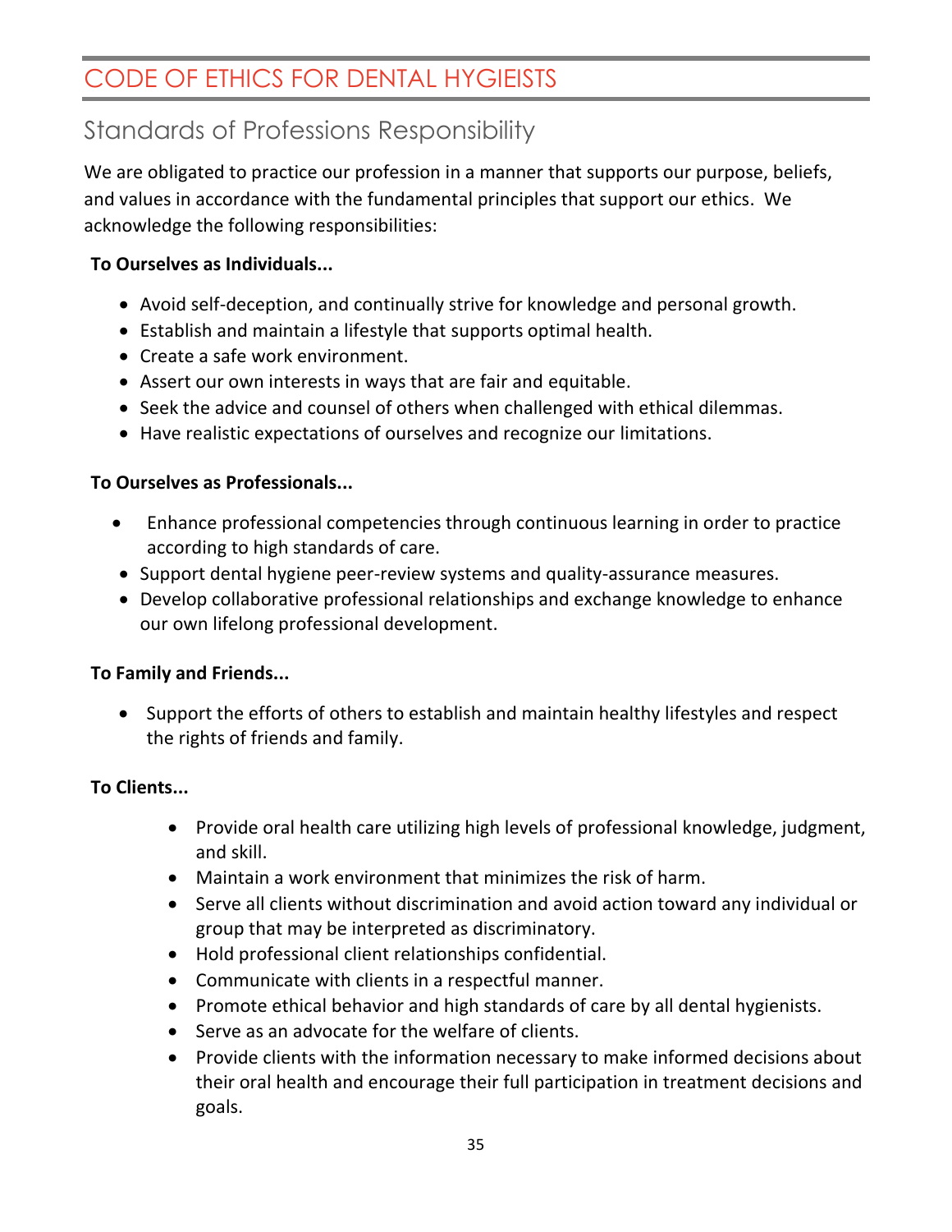# CODE OF ETHICS FOR DENTAL HYGIEISTS

## Standards of Professions Responsibility

We are obligated to practice our profession in a manner that supports our purpose, beliefs, and values in accordance with the fundamental principles that support our ethics. We acknowledge the following responsibilities:

**To Ourselves as Individuals...**

- Avoid self-deception, and continually strive for knowledge and personal growth.
- Establish and maintain a lifestyle that supports optimal health.
- Create a safe work environment.
- Assert our own interests in ways that are fair and equitable.
- Seek the advice and counsel of others when challenged with ethical dilemmas.
- Have realistic expectations of ourselves and recognize our limitations.

**To Ourselves as Professionals...**

- Enhance professional competencies through continuous learning in order to practice according to high standards of care.
- Support dental hygiene peer-review systems and quality-assurance measures.
- Develop collaborative professional relationships and exchange knowledge to enhance our own lifelong professional development.

**To Family and Friends...**

- Support the efforts of others to establish and maintain healthy lifestyles and respect the rights of friends and family.

**To Clients...**

- Provide oral health care utilizing high levels of professional knowledge, judgment, and skill.
- Maintain a work environment that minimizes the risk of harm.
- Serve all clients without discrimination and avoid action toward any individual or group that may be interpreted as discriminatory.
- Hold professional client relationships confidential.
- Communicate with clients in a respectful manner.
- Promote ethical behavior and high standards of care by all dental hygienists.
- Serve as an advocate for the welfare of clients.
- Provide clients with the information necessary to make informed decisions about their oral health and encourage their full participation in treatment decisions and goals.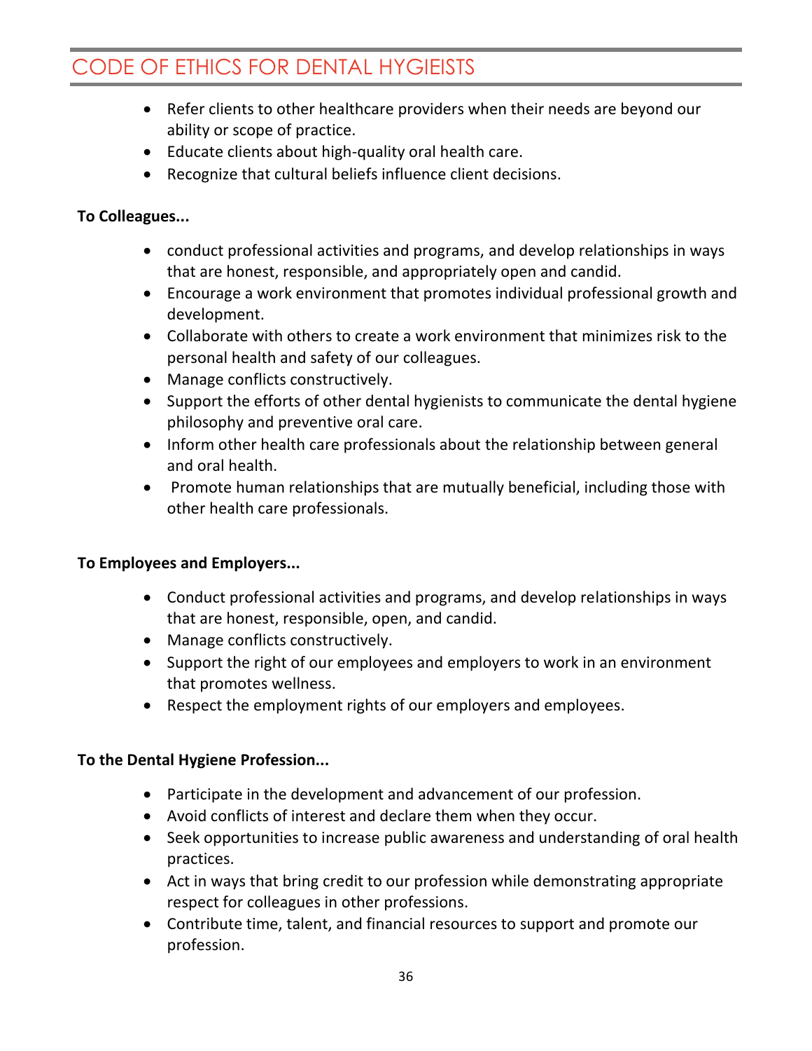- Refer clients to other healthcare providers when their needs are beyond our ability or scope of practice.
- Educate clients about high-quality oral health care.
- Recognize that cultural beliefs influence client decisions.

**To Colleagues...**

- conduct professional activities and programs, and develop relationships in ways that are honest, responsible, and appropriately open and candid.
- Encourage a work environment that promotes individual professional growth and development.
- Collaborate with others to create a work environment that minimizes risk to the personal health and safety of our colleagues.
- Manage conflicts constructively.
- Support the efforts of other dental hygienists to communicate the dental hygiene philosophy and preventive oral care.
- Inform other health care professionals about the relationship between general and oral health.
- Promote human relationships that are mutually beneficial, including those with other health care professionals.

**To Employees and Employers...**

- Conduct professional activities and programs, and develop relationships in ways that are honest, responsible, open, and candid.
- Manage conflicts constructively.
- Support the right of our employees and employers to work in an environment that promotes wellness.
- Respect the employment rights of our employers and employees.

**To the Dental Hygiene Profession...**

- Participate in the development and advancement of our profession.
- Avoid conflicts of interest and declare them when they occur.
- Seek opportunities to increase public awareness and understanding of oral health practices.
- Act in ways that bring credit to our profession while demonstrating appropriate respect for colleagues in other professions.
- Contribute time, talent, and financial resources to support and promote our profession.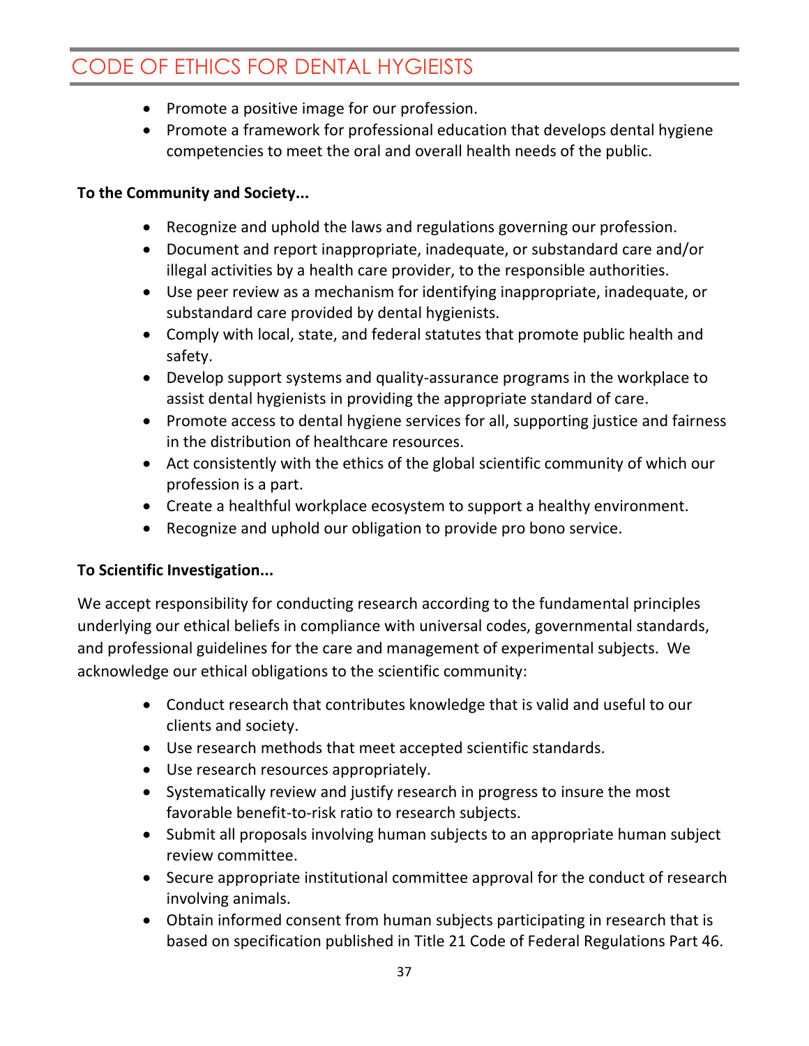- Promote a positive image for our profession.
- Promote a framework for professional education that develops dental hygiene competencies to meet the oral and overall health needs of the public.

**To the Community and Society...**

- Recognize and uphold the laws and regulations governing our profession.
- Document and report inappropriate, inadequate, or substandard care and/or illegal activities by a health care provider, to the responsible authorities.
- Use peer review as a mechanism for identifying inappropriate, inadequate, or substandard care provided by dental hygienists.
- Comply with local, state, and federal statutes that promote public health and safety.
- Develop support systems and quality-assurance programs in the workplace to assist dental hygienists in providing the appropriate standard of care.
- Promote access to dental hygiene services for all, supporting justice and fairness in the distribution of healthcare resources.
- Act consistently with the ethics of the global scientific community of which our profession is a part.
- Create a healthful workplace ecosystem to support a healthy environment.
- Recognize and uphold our obligation to provide pro bono service.

**To Scientific Investigation...**

We accept responsibility for conducting research according to the fundamental principles underlying our ethical beliefs in compliance with universal codes, governmental standards, and professional guidelines for the care and management of experimental subjects. We acknowledge our ethical obligations to the scientific community:

- Conduct research that contributes knowledge that is valid and useful to our clients and society.
- Use research methods that meet accepted scientific standards.
- Use research resources appropriately.
- Systematically review and justify research in progress to insure the most favorable benefit-to-risk ratio to research subjects.
- Submit all proposals involving human subjects to an appropriate human subject review committee.
- Secure appropriate institutional committee approval for the conduct of research involving animals.
- Obtain informed consent from human subjects participating in research that is based on specification published in Title 21 Code of Federal Regulations Part 46.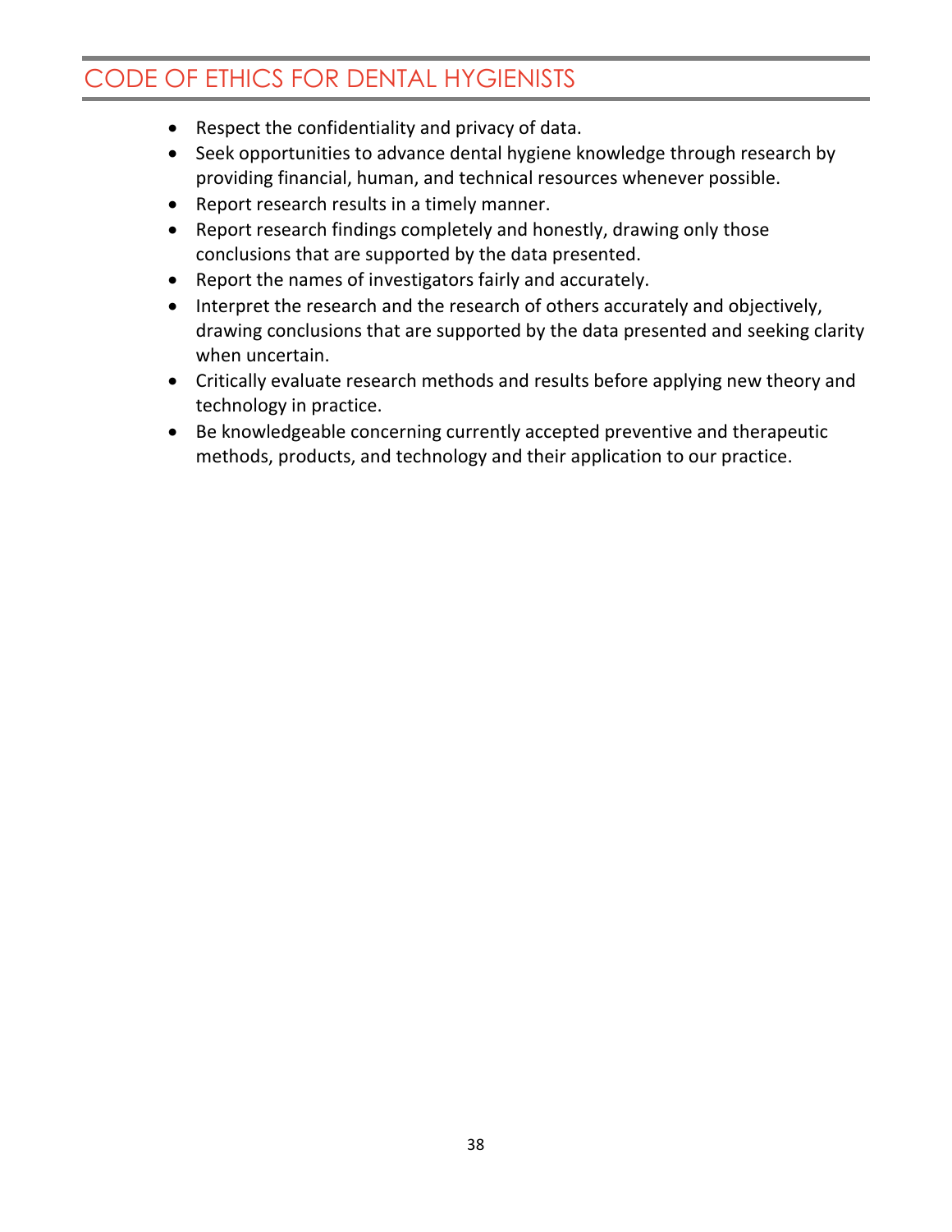- Respect the confidentiality and privacy of data.
- Seek opportunities to advance dental hygiene knowledge through research by providing financial, human, and technical resources whenever possible.
- Report research results in a timely manner.
- Report research findings completely and honestly, drawing only those conclusions that are supported by the data presented.
- Report the names of investigators fairly and accurately.
- Interpret the research and the research of others accurately and objectively, drawing conclusions that are supported by the data presented and seeking clarity when uncertain.
- Critically evaluate research methods and results before applying new theory and technology in practice.
- Be knowledgeable concerning currently accepted preventive and therapeutic methods, products, and technology and their application to our practice.